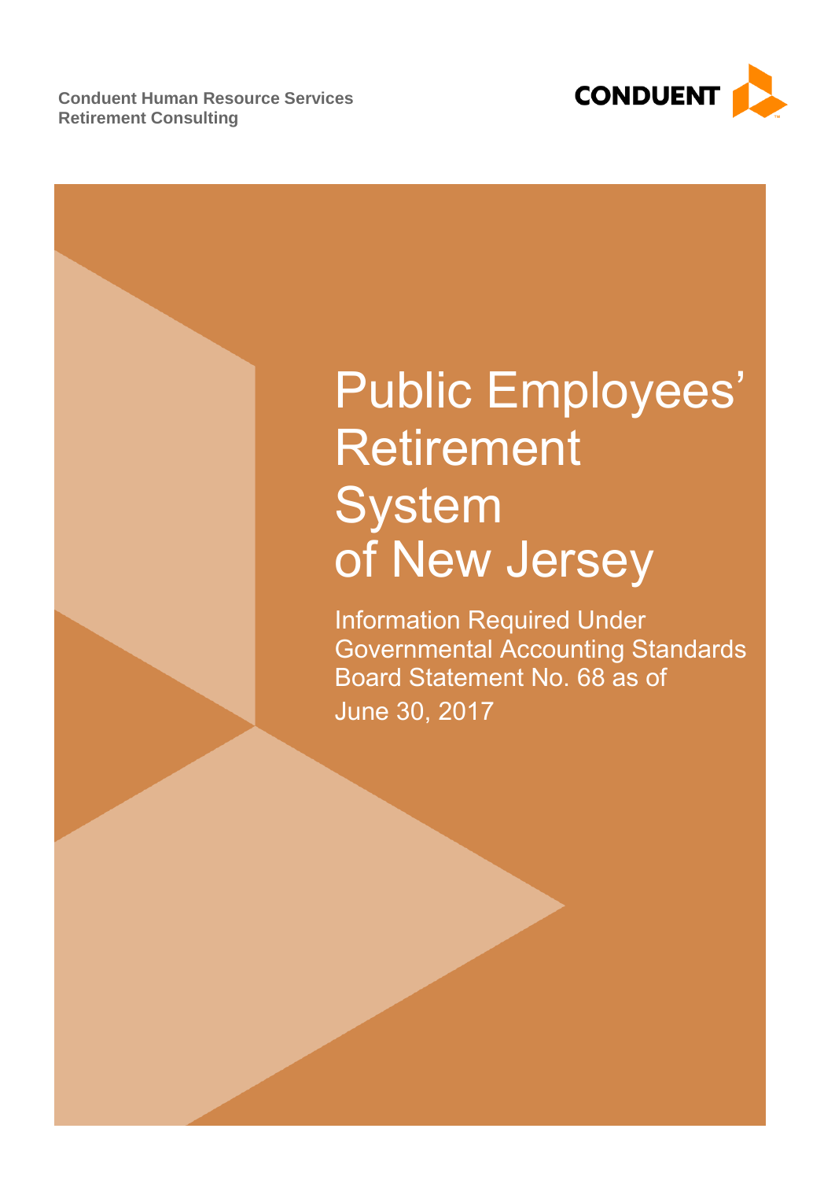**Conduent Human Resource Services**
**Retirement Consulting**

CONDUENT

# Public Employees' Retirement System of New Jersey

Information Required Under Governmental Accounting Standards Board Statement No. 68 as of June 30, 2017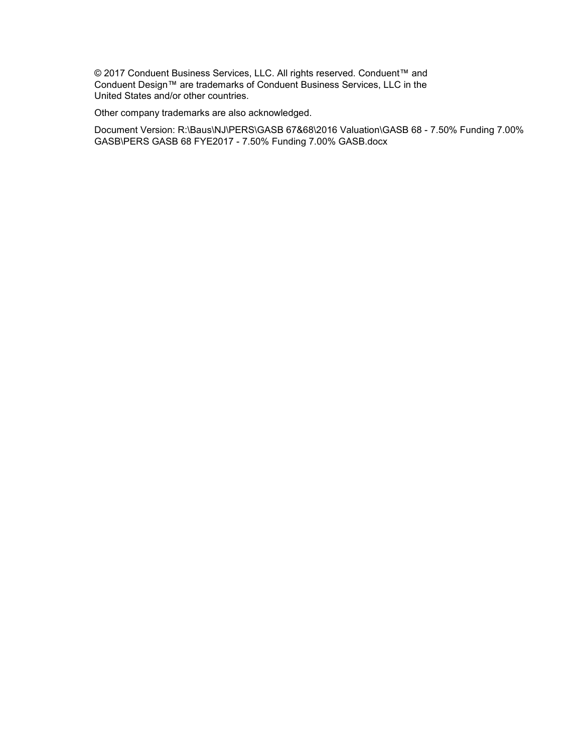© 2017 Conduent Business Services, LLC. All rights reserved. Conduent™ and Conduent Design™ are trademarks of Conduent Business Services, LLC in the United States and/or other countries.

Other company trademarks are also acknowledged.

Document Version: R:\Baus\NJ\PERS\GASB 67&68\2016 Valuation\GASB 68 - 7.50% Funding 7.00% GASB\PERS GASB 68 FYE2017 - 7.50% Funding 7.00% GASB.docx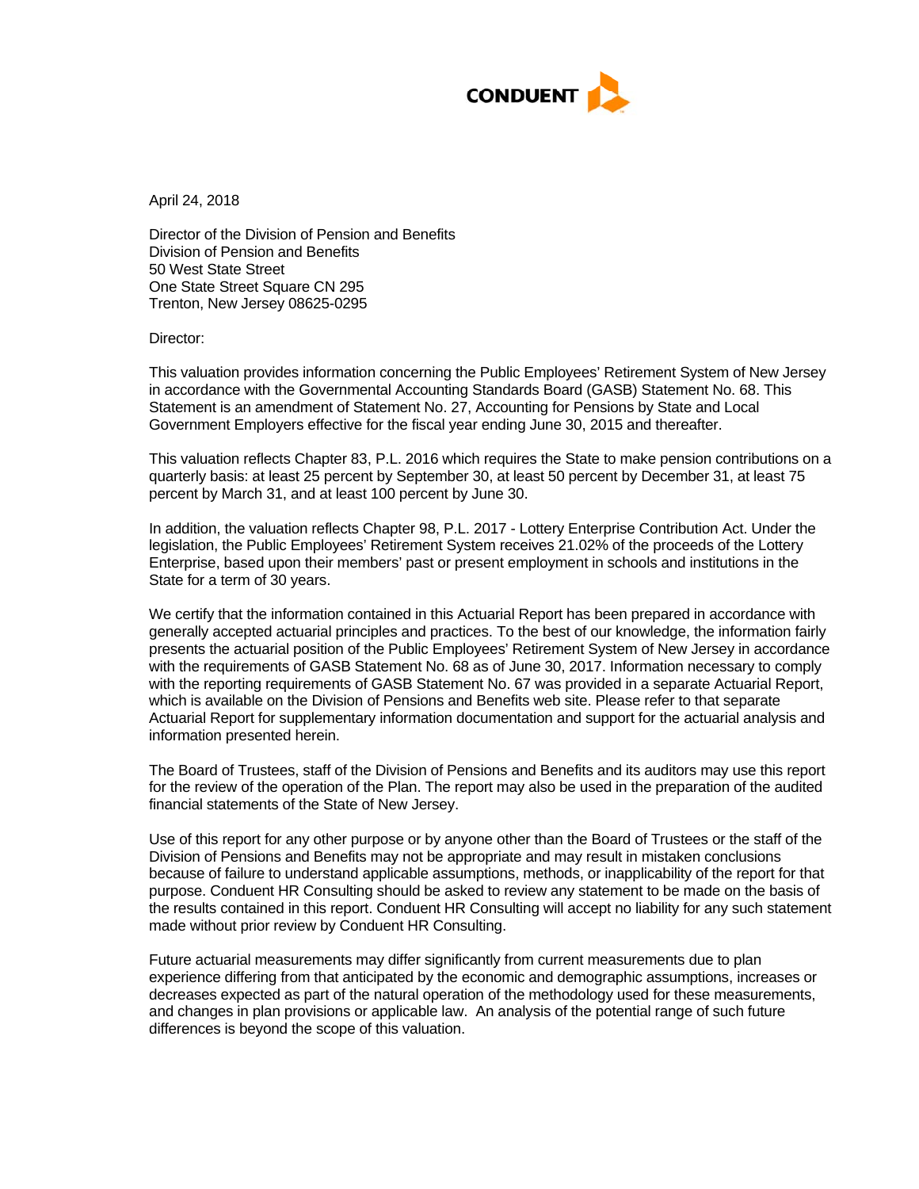CONDUENT

April 24, 2018

Director of the Division of Pension and Benefits
Division of Pension and Benefits
50 West State Street
One State Street Square CN 295
Trenton, New Jersey 08625-0295

Director:

This valuation provides information concerning the Public Employees' Retirement System of New Jersey in accordance with the Governmental Accounting Standards Board (GASB) Statement No. 68. This Statement is an amendment of Statement No. 27, Accounting for Pensions by State and Local Government Employers effective for the fiscal year ending June 30, 2015 and thereafter.

This valuation reflects Chapter 83, P.L. 2016 which requires the State to make pension contributions on a quarterly basis: at least 25 percent by September 30, at least 50 percent by December 31, at least 75 percent by March 31, and at least 100 percent by June 30.

In addition, the valuation reflects Chapter 98, P.L. 2017 - Lottery Enterprise Contribution Act. Under the legislation, the Public Employees' Retirement System receives 21.02% of the proceeds of the Lottery Enterprise, based upon their members' past or present employment in schools and institutions in the State for a term of 30 years.

We certify that the information contained in this Actuarial Report has been prepared in accordance with generally accepted actuarial principles and practices. To the best of our knowledge, the information fairly presents the actuarial position of the Public Employees' Retirement System of New Jersey in accordance with the requirements of GASB Statement No. 68 as of June 30, 2017. Information necessary to comply with the reporting requirements of GASB Statement No. 67 was provided in a separate Actuarial Report, which is available on the Division of Pensions and Benefits web site. Please refer to that separate Actuarial Report for supplementary information documentation and support for the actuarial analysis and information presented herein.

The Board of Trustees, staff of the Division of Pensions and Benefits and its auditors may use this report for the review of the operation of the Plan. The report may also be used in the preparation of the audited financial statements of the State of New Jersey.

Use of this report for any other purpose or by anyone other than the Board of Trustees or the staff of the Division of Pensions and Benefits may not be appropriate and may result in mistaken conclusions because of failure to understand applicable assumptions, methods, or inapplicability of the report for that purpose. Conduent HR Consulting should be asked to review any statement to be made on the basis of the results contained in this report. Conduent HR Consulting will accept no liability for any such statement made without prior review by Conduent HR Consulting.

Future actuarial measurements may differ significantly from current measurements due to plan experience differing from that anticipated by the economic and demographic assumptions, increases or decreases expected as part of the natural operation of the methodology used for these measurements, and changes in plan provisions or applicable law. An analysis of the potential range of such future differences is beyond the scope of this valuation.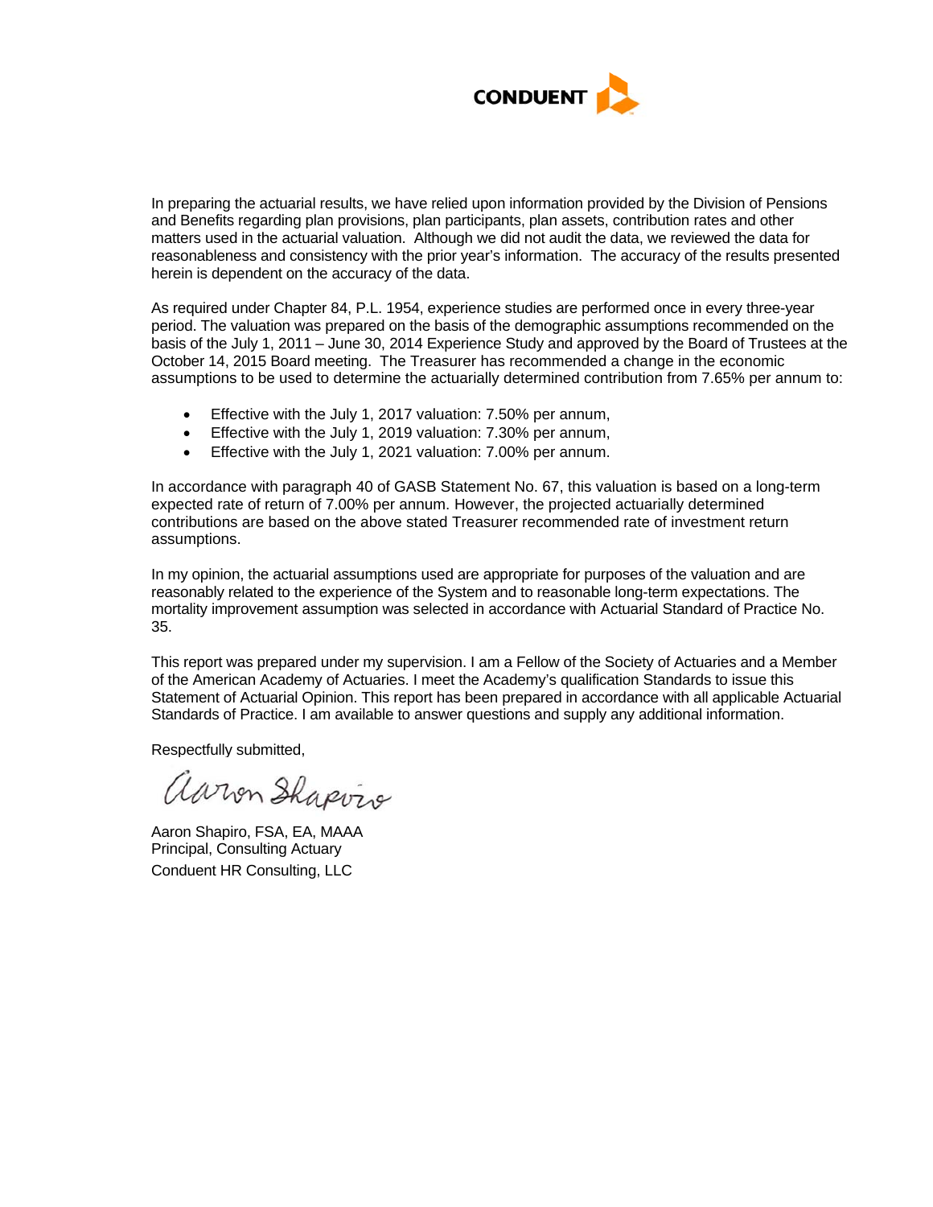In preparing the actuarial results, we have relied upon information provided by the Division of Pensions and Benefits regarding plan provisions, plan participants, plan assets, contribution rates and other matters used in the actuarial valuation. Although we did not audit the data, we reviewed the data for reasonableness and consistency with the prior year's information. The accuracy of the results presented herein is dependent on the accuracy of the data.

As required under Chapter 84, P.L. 1954, experience studies are performed once in every three-year period. The valuation was prepared on the basis of the demographic assumptions recommended on the basis of the July 1, 2011 – June 30, 2014 Experience Study and approved by the Board of Trustees at the October 14, 2015 Board meeting. The Treasurer has recommended a change in the economic assumptions to be used to determine the actuarially determined contribution from 7.65% per annum to:

- Effective with the July 1, 2017 valuation: 7.50% per annum,
- Effective with the July 1, 2019 valuation: 7.30% per annum,
- Effective with the July 1, 2021 valuation: 7.00% per annum.

In accordance with paragraph 40 of GASB Statement No. 67, this valuation is based on a long-term expected rate of return of 7.00% per annum. However, the projected actuarially determined contributions are based on the above stated Treasurer recommended rate of investment return assumptions.

In my opinion, the actuarial assumptions used are appropriate for purposes of the valuation and are reasonably related to the experience of the System and to reasonable long-term expectations. The mortality improvement assumption was selected in accordance with Actuarial Standard of Practice No. 35.

This report was prepared under my supervision. I am a Fellow of the Society of Actuaries and a Member of the American Academy of Actuaries. I meet the Academy's qualification Standards to issue this Statement of Actuarial Opinion. This report has been prepared in accordance with all applicable Actuarial Standards of Practice. I am available to answer questions and supply any additional information.

Respectfully submitted,

Aaron Shapiro, FSA, EA, MAAA
Principal, Consulting Actuary
Conduent HR Consulting, LLC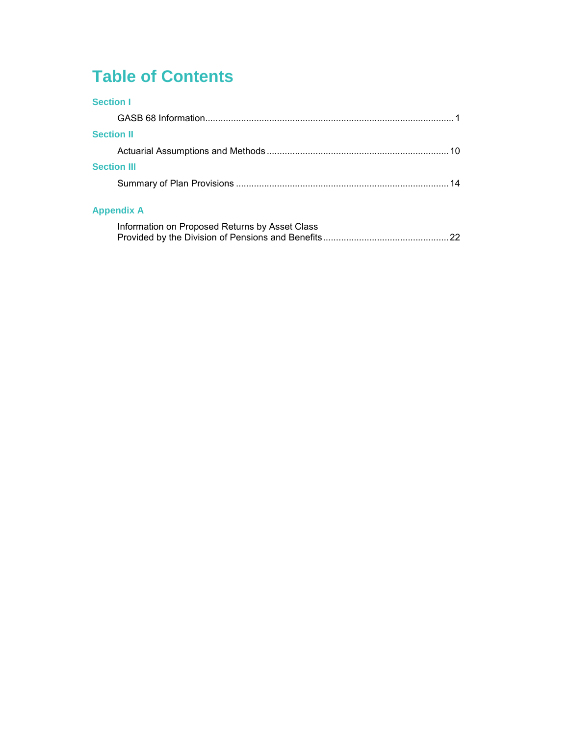# Table of Contents

**Section I**

GASB 68 Information................................................................................................ 1

**Section II**

Actuarial Assumptions and Methods ...................................................................... 10

**Section III**

Summary of Plan Provisions .................................................................................. 14

**Appendix A**

Information on Proposed Returns by Asset Class
Provided by the Division of Pensions and Benefits................................................ 22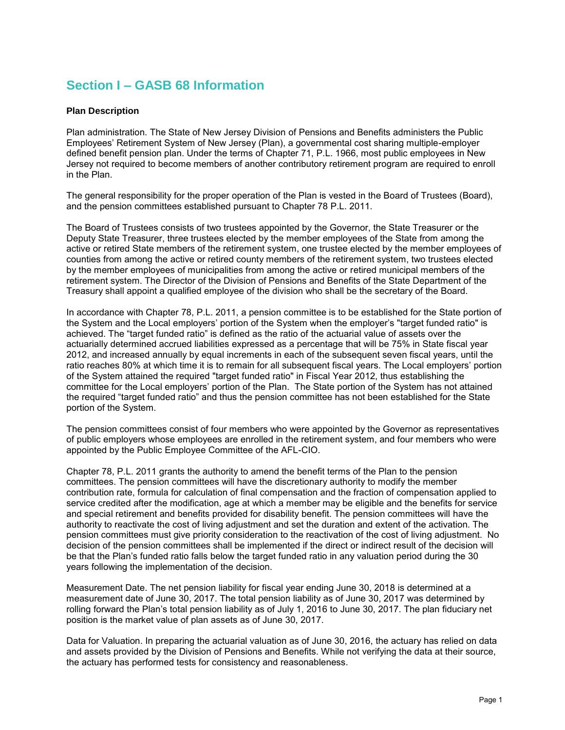# Section I – GASB 68 Information

**Plan Description**

Plan administration. The State of New Jersey Division of Pensions and Benefits administers the Public Employees' Retirement System of New Jersey (Plan), a governmental cost sharing multiple-employer defined benefit pension plan. Under the terms of Chapter 71, P.L. 1966, most public employees in New Jersey not required to become members of another contributory retirement program are required to enroll in the Plan.

The general responsibility for the proper operation of the Plan is vested in the Board of Trustees (Board), and the pension committees established pursuant to Chapter 78 P.L. 2011.

The Board of Trustees consists of two trustees appointed by the Governor, the State Treasurer or the Deputy State Treasurer, three trustees elected by the member employees of the State from among the active or retired State members of the retirement system, one trustee elected by the member employees of counties from among the active or retired county members of the retirement system, two trustees elected by the member employees of municipalities from among the active or retired municipal members of the retirement system. The Director of the Division of Pensions and Benefits of the State Department of the Treasury shall appoint a qualified employee of the division who shall be the secretary of the Board.

In accordance with Chapter 78, P.L. 2011, a pension committee is to be established for the State portion of the System and the Local employers' portion of the System when the employer's "target funded ratio" is achieved. The "target funded ratio" is defined as the ratio of the actuarial value of assets over the actuarially determined accrued liabilities expressed as a percentage that will be 75% in State fiscal year 2012, and increased annually by equal increments in each of the subsequent seven fiscal years, until the ratio reaches 80% at which time it is to remain for all subsequent fiscal years. The Local employers' portion of the System attained the required "target funded ratio" in Fiscal Year 2012, thus establishing the committee for the Local employers' portion of the Plan. The State portion of the System has not attained the required "target funded ratio" and thus the pension committee has not been established for the State portion of the System.

The pension committees consist of four members who were appointed by the Governor as representatives of public employers whose employees are enrolled in the retirement system, and four members who were appointed by the Public Employee Committee of the AFL-CIO.

Chapter 78, P.L. 2011 grants the authority to amend the benefit terms of the Plan to the pension committees. The pension committees will have the discretionary authority to modify the member contribution rate, formula for calculation of final compensation and the fraction of compensation applied to service credited after the modification, age at which a member may be eligible and the benefits for service and special retirement and benefits provided for disability benefit. The pension committees will have the authority to reactivate the cost of living adjustment and set the duration and extent of the activation. The pension committees must give priority consideration to the reactivation of the cost of living adjustment. No decision of the pension committees shall be implemented if the direct or indirect result of the decision will be that the Plan's funded ratio falls below the target funded ratio in any valuation period during the 30 years following the implementation of the decision.

Measurement Date. The net pension liability for fiscal year ending June 30, 2018 is determined at a measurement date of June 30, 2017. The total pension liability as of June 30, 2017 was determined by rolling forward the Plan's total pension liability as of July 1, 2016 to June 30, 2017. The plan fiduciary net position is the market value of plan assets as of June 30, 2017.

Data for Valuation. In preparing the actuarial valuation as of June 30, 2016, the actuary has relied on data and assets provided by the Division of Pensions and Benefits. While not verifying the data at their source, the actuary has performed tests for consistency and reasonableness.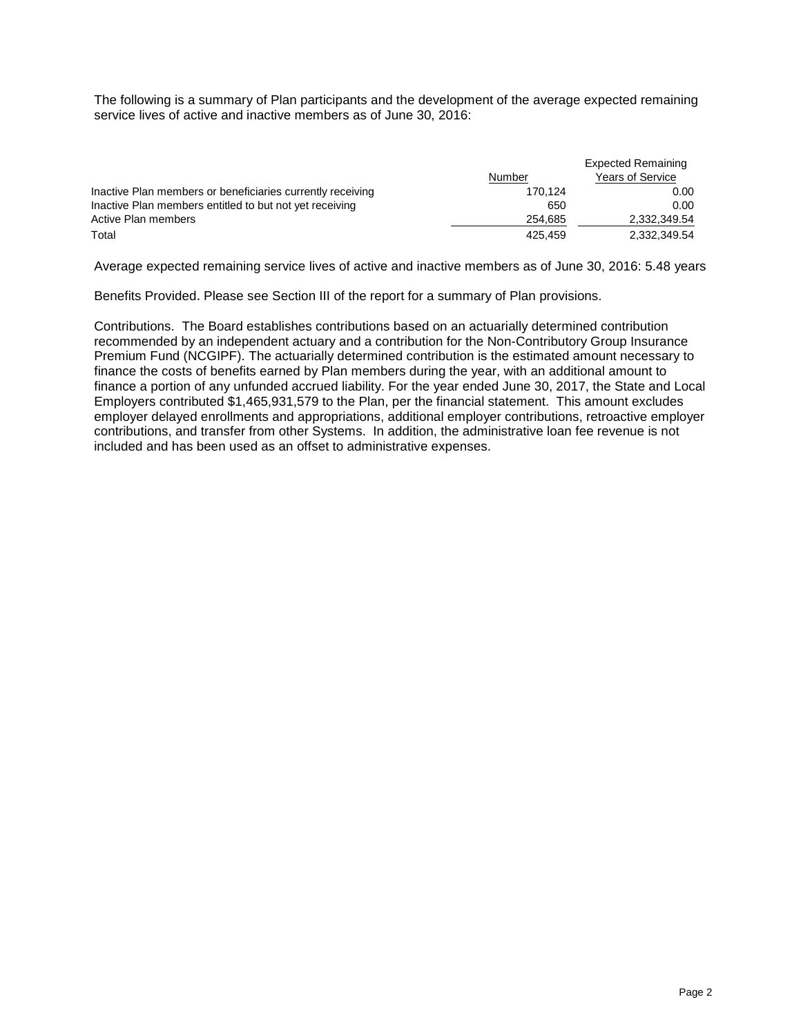The following is a summary of Plan participants and the development of the average expected remaining service lives of active and inactive members as of June 30, 2016:

| | Number | Expected Remaining Years of Service |
|---|---|---|
| Inactive Plan members or beneficiaries currently receiving | 170,124 | 0.00 |
| Inactive Plan members entitled to but not yet receiving | 650 | 0.00 |
| Active Plan members | 254,685 | 2,332,349.54 |
| Total | 425,459 | 2,332,349.54 |

Average expected remaining service lives of active and inactive members as of June 30, 2016: 5.48 years

Benefits Provided. Please see Section III of the report for a summary of Plan provisions.

Contributions. The Board establishes contributions based on an actuarially determined contribution recommended by an independent actuary and a contribution for the Non-Contributory Group Insurance Premium Fund (NCGIPF). The actuarially determined contribution is the estimated amount necessary to finance the costs of benefits earned by Plan members during the year, with an additional amount to finance a portion of any unfunded accrued liability. For the year ended June 30, 2017, the State and Local Employers contributed $1,465,931,579 to the Plan, per the financial statement. This amount excludes employer delayed enrollments and appropriations, additional employer contributions, retroactive employer contributions, and transfer from other Systems. In addition, the administrative loan fee revenue is not included and has been used as an offset to administrative expenses.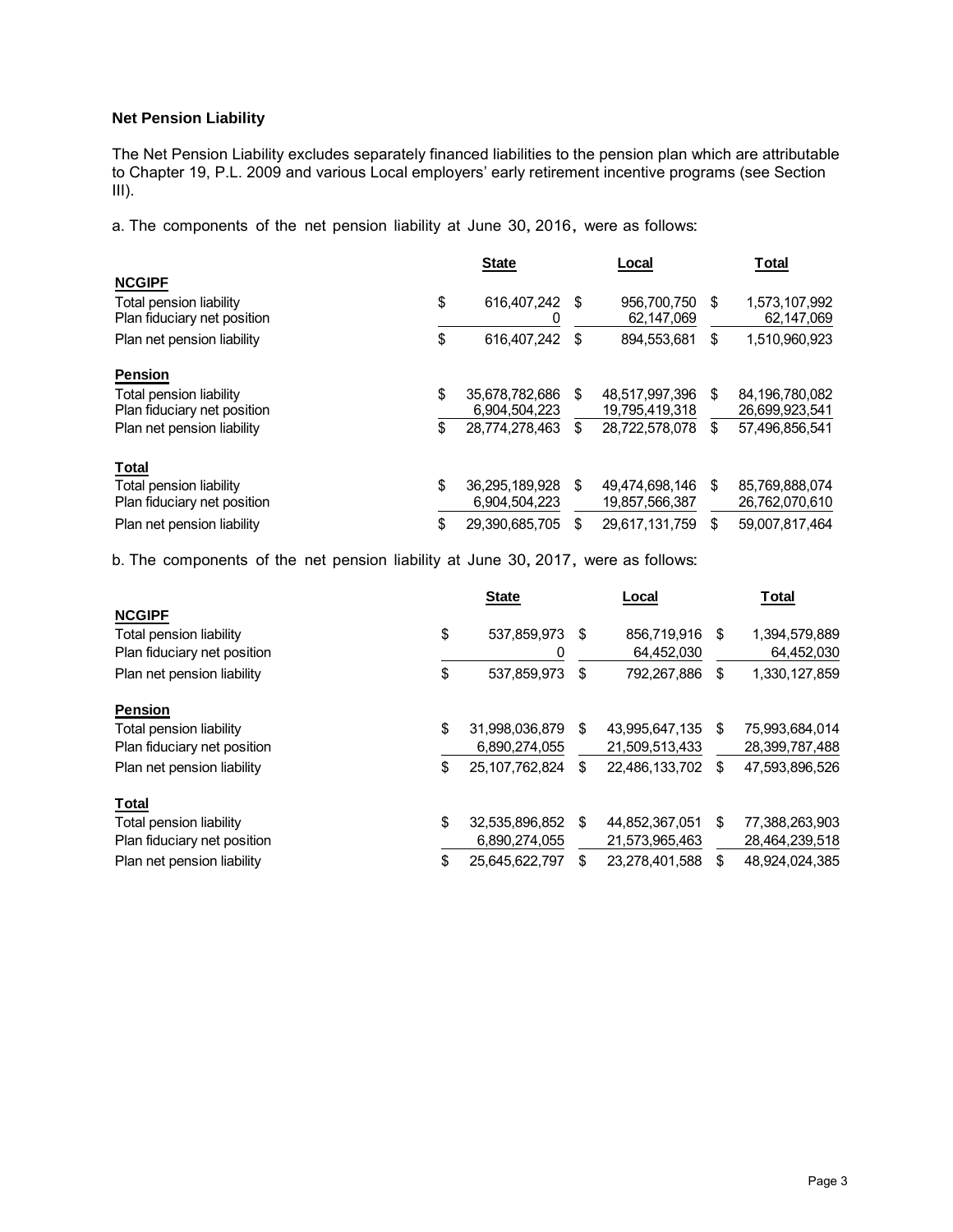### Net Pension Liability

The Net Pension Liability excludes separately financed liabilities to the pension plan which are attributable to Chapter 19, P.L. 2009 and various Local employers' early retirement incentive programs (see Section III).

a. The components of the net pension liability at June 30, 2016, were as follows:

| | State | Local | Total |
|---|---|---|---|
| **NCGIPF** | | | |
| Total pension liability | $ 616,407,242 | $ 956,700,750 | $ 1,573,107,992 |
| Plan fiduciary net position | 0 | 62,147,069 | 62,147,069 |
| Plan net pension liability | $ 616,407,242 | $ 894,553,681 | $ 1,510,960,923 |
| **Pension** | | | |
| Total pension liability | $ 35,678,782,686 | $ 48,517,997,396 | $ 84,196,780,082 |
| Plan fiduciary net position | 6,904,504,223 | 19,795,419,318 | 26,699,923,541 |
| Plan net pension liability | $ 28,774,278,463 | $ 28,722,578,078 | $ 57,496,856,541 |
| **Total** | | | |
| Total pension liability | $ 36,295,189,928 | $ 49,474,698,146 | $ 85,769,888,074 |
| Plan fiduciary net position | 6,904,504,223 | 19,857,566,387 | 26,762,070,610 |
| Plan net pension liability | $ 29,390,685,705 | $ 29,617,131,759 | $ 59,007,817,464 |

b. The components of the net pension liability at June 30, 2017, were as follows:

| | State | Local | Total |
|---|---|---|---|
| **NCGIPF** | | | |
| Total pension liability | $ 537,859,973 | $ 856,719,916 | $ 1,394,579,889 |
| Plan fiduciary net position | 0 | 64,452,030 | 64,452,030 |
| Plan net pension liability | $ 537,859,973 | $ 792,267,886 | $ 1,330,127,859 |
| **Pension** | | | |
| Total pension liability | $ 31,998,036,879 | $ 43,995,647,135 | $ 75,993,684,014 |
| Plan fiduciary net position | 6,890,274,055 | 21,509,513,433 | 28,399,787,488 |
| Plan net pension liability | $ 25,107,762,824 | $ 22,486,133,702 | $ 47,593,896,526 |
| **Total** | | | |
| Total pension liability | $ 32,535,896,852 | $ 44,852,367,051 | $ 77,388,263,903 |
| Plan fiduciary net position | 6,890,274,055 | 21,573,965,463 | 28,464,239,518 |
| Plan net pension liability | $ 25,645,622,797 | $ 23,278,401,588 | $ 48,924,024,385 |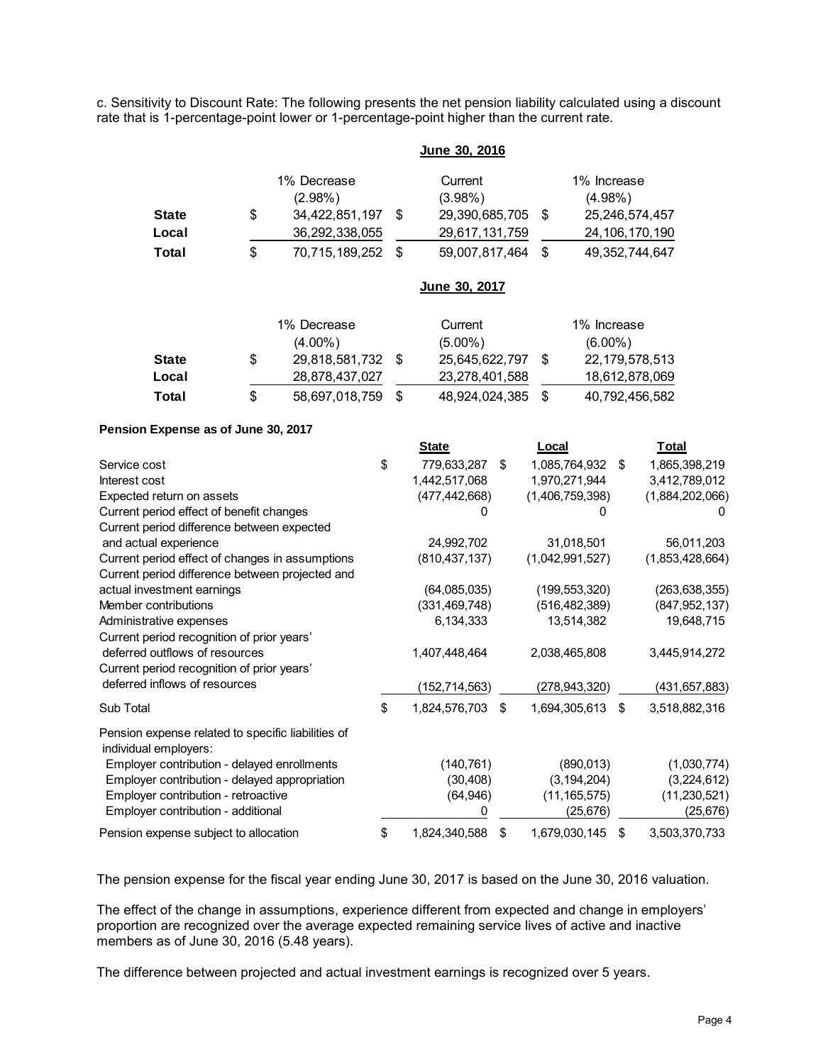c. Sensitivity to Discount Rate: The following presents the net pension liability calculated using a discount rate that is 1-percentage-point lower or 1-percentage-point higher than the current rate.

**June 30, 2016**

| | 1% Decrease (2.98%) | Current (3.98%) | 1% Increase (4.98%) |
|---|---|---|---|
| **State** | $ 34,422,851,197 | $ 29,390,685,705 | $ 25,246,574,457 |
| **Local** | 36,292,338,055 | 29,617,131,759 | 24,106,170,190 |
| **Total** | $ 70,715,189,252 | $ 59,007,817,464 | $ 49,352,744,647 |

**June 30, 2017**

| | 1% Decrease (4.00%) | Current (5.00%) | 1% Increase (6.00%) |
|---|---|---|---|
| **State** | $ 29,818,581,732 | $ 25,645,622,797 | $ 22,179,578,513 |
| **Local** | 28,878,437,027 | 23,278,401,588 | 18,612,878,069 |
| **Total** | $ 58,697,018,759 | $ 48,924,024,385 | $ 40,792,456,582 |

**Pension Expense as of June 30, 2017**

| | State | Local | Total |
|---|---|---|---|
| Service cost | $ 779,633,287 | $ 1,085,764,932 | $ 1,865,398,219 |
| Interest cost | 1,442,517,068 | 1,970,271,944 | 3,412,789,012 |
| Expected return on assets | (477,442,668) | (1,406,759,398) | (1,884,202,066) |
| Current period effect of benefit changes | 0 | 0 | 0 |
| Current period difference between expected and actual experience | 24,992,702 | 31,018,501 | 56,011,203 |
| Current period effect of changes in assumptions | (810,437,137) | (1,042,991,527) | (1,853,428,664) |
| Current period difference between projected and actual investment earnings | (64,085,035) | (199,553,320) | (263,638,355) |
| Member contributions | (331,469,748) | (516,482,389) | (847,952,137) |
| Administrative expenses | 6,134,333 | 13,514,382 | 19,648,715 |
| Current period recognition of prior years' deferred outflows of resources | 1,407,448,464 | 2,038,465,808 | 3,445,914,272 |
| Current period recognition of prior years' deferred inflows of resources | (152,714,563) | (278,943,320) | (431,657,883) |
| Sub Total | $ 1,824,576,703 | $ 1,694,305,613 | $ 3,518,882,316 |
| Pension expense related to specific liabilities of individual employers: | | | |
| Employer contribution - delayed enrollments | (140,761) | (890,013) | (1,030,774) |
| Employer contribution - delayed appropriation | (30,408) | (3,194,204) | (3,224,612) |
| Employer contribution - retroactive | (64,946) | (11,165,575) | (11,230,521) |
| Employer contribution - additional | 0 | (25,676) | (25,676) |
| Pension expense subject to allocation | $ 1,824,340,588 | $ 1,679,030,145 | $ 3,503,370,733 |

The pension expense for the fiscal year ending June 30, 2017 is based on the June 30, 2016 valuation.

The effect of the change in assumptions, experience different from expected and change in employers' proportion are recognized over the average expected remaining service lives of active and inactive members as of June 30, 2016 (5.48 years).

The difference between projected and actual investment earnings is recognized over 5 years.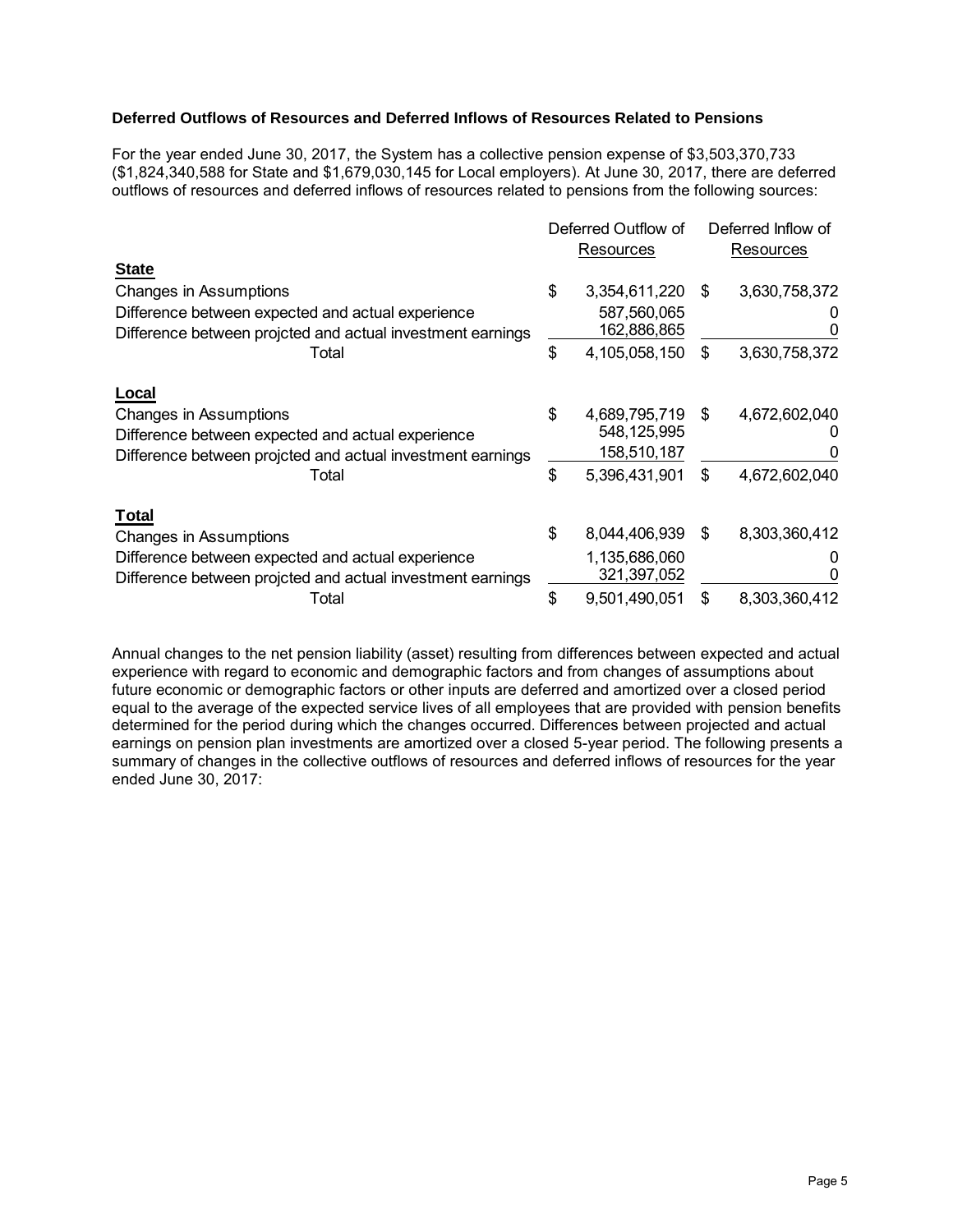**Deferred Outflows of Resources and Deferred Inflows of Resources Related to Pensions**

For the year ended June 30, 2017, the System has a collective pension expense of $3,503,370,733 ($1,824,340,588 for State and $1,679,030,145 for Local employers). At June 30, 2017, there are deferred outflows of resources and deferred inflows of resources related to pensions from the following sources:

| | Deferred Outflow of Resources | Deferred Inflow of Resources |
|---|---|---|
| **State** | | |
| Changes in Assumptions | $ 3,354,611,220 | $ 3,630,758,372 |
| Difference between expected and actual experience | 587,560,065 | 0 |
| Difference between projcted and actual investment earnings | 162,886,865 | 0 |
| Total | $ 4,105,058,150 | $ 3,630,758,372 |
| **Local** | | |
| Changes in Assumptions | $ 4,689,795,719 | $ 4,672,602,040 |
| Difference between expected and actual experience | 548,125,995 | 0 |
| Difference between projcted and actual investment earnings | 158,510,187 | 0 |
| Total | $ 5,396,431,901 | $ 4,672,602,040 |
| **Total** | | |
| Changes in Assumptions | $ 8,044,406,939 | $ 8,303,360,412 |
| Difference between expected and actual experience | 1,135,686,060 | 0 |
| Difference between projcted and actual investment earnings | 321,397,052 | 0 |
| Total | $ 9,501,490,051 | $ 8,303,360,412 |

Annual changes to the net pension liability (asset) resulting from differences between expected and actual experience with regard to economic and demographic factors and from changes of assumptions about future economic or demographic factors or other inputs are deferred and amortized over a closed period equal to the average of the expected service lives of all employees that are provided with pension benefits determined for the period during which the changes occurred. Differences between projected and actual earnings on pension plan investments are amortized over a closed 5-year period. The following presents a summary of changes in the collective outflows of resources and deferred inflows of resources for the year ended June 30, 2017: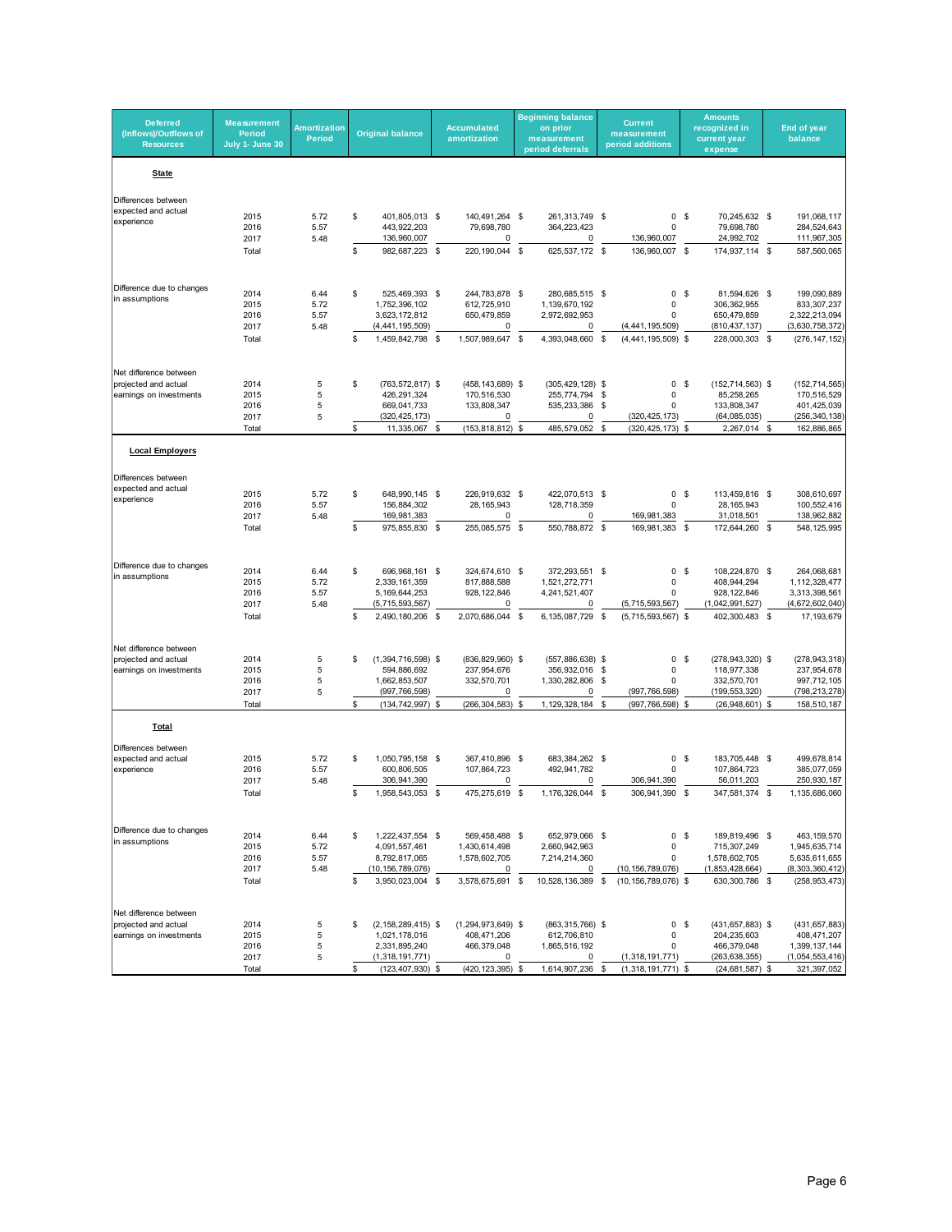| Deferred (Inflows)/Outflows of Resources | Measurement Period July 1- June 30 | Amortization Period | Original balance | Accumulated amortization | Beginning balance on prior measurement period deferrals | Current measurement period additions | Amounts recognized in current year expense | End of year balance |
|---|---|---|---|---|---|---|---|---|
| **State** | | | | | | | | |
| Differences between expected and actual experience | 2015 | 5.72 | $ 401,805,013 | $ 140,491,264 | $ 261,313,749 | $ 0 | $ 70,245,632 | $ 191,068,117 |
| | 2016 | 5.57 | 443,922,203 | 79,698,780 | 364,223,423 | 0 | 79,698,780 | 284,524,643 |
| | 2017 | 5.48 | 136,960,007 | 0 | 0 | 136,960,007 | 24,992,702 | 111,967,305 |
| | Total | | $ 982,687,223 | $ 220,190,044 | $ 625,537,172 | $ 136,960,007 | $ 174,937,114 | $ 587,560,065 |
| Difference due to changes in assumptions | 2014 | 6.44 | $ 525,469,393 | $ 244,783,878 | $ 280,685,515 | $ 0 | $ 81,594,626 | $ 199,090,889 |
| | 2015 | 5.72 | 1,752,396,102 | 612,725,910 | 1,139,670,192 | 0 | 306,362,955 | 833,307,237 |
| | 2016 | 5.57 | 3,623,172,812 | 650,479,859 | 2,972,692,953 | 0 | 650,479,859 | 2,322,213,094 |
| | 2017 | 5.48 | (4,441,195,509) | 0 | 0 | (4,441,195,509) | (810,437,137) | (3,630,758,372) |
| | Total | | $ 1,459,842,798 | $ 1,507,989,647 | $ 4,393,048,660 | $ (4,441,195,509) | $ 228,000,303 | $ (276,147,152) |
| Net difference between projected and actual earnings on investments | 2014 | 5 | $ (763,572,817) | $ (458,143,689) | $ (305,429,128) | $ 0 | $ (152,714,563) | $ (152,714,565) |
| | 2015 | 5 | 426,291,324 | 170,516,530 | 255,774,794 | $ 0 | 85,258,265 | 170,516,529 |
| | 2016 | 5 | 669,041,733 | 133,808,347 | 535,233,386 | $ 0 | 133,808,347 | 401,425,039 |
| | 2017 | 5 | (320,425,173) | 0 | 0 | (320,425,173) | (64,085,035) | (256,340,138) |
| | Total | | $ 11,335,067 | $ (153,818,812) | $ 485,579,052 | $ (320,425,173) | $ 2,267,014 | $ 162,886,865 |
| **Local Employers** | | | | | | | | |
| Differences between expected and actual experience | 2015 | 5.72 | $ 648,990,145 | $ 226,919,632 | $ 422,070,513 | $ 0 | $ 113,459,816 | $ 308,610,697 |
| | 2016 | 5.57 | 156,884,302 | 28,165,943 | 128,718,359 | 0 | 28,165,943 | 100,552,416 |
| | 2017 | 5.48 | 169,981,383 | 0 | 0 | 169,981,383 | 31,018,501 | 138,962,882 |
| | Total | | $ 975,855,830 | $ 255,085,575 | $ 550,788,872 | $ 169,981,383 | $ 172,644,260 | $ 548,125,995 |
| Difference due to changes in assumptions | 2014 | 6.44 | $ 696,968,161 | $ 324,674,610 | $ 372,293,551 | $ 0 | $ 108,224,870 | $ 264,068,681 |
| | 2015 | 5.72 | 2,339,161,359 | 817,888,588 | 1,521,272,771 | 0 | 408,944,294 | 1,112,328,477 |
| | 2016 | 5.57 | 5,169,644,253 | 928,122,846 | 4,241,521,407 | 0 | 928,122,846 | 3,313,398,561 |
| | 2017 | 5.48 | (5,715,593,567) | 0 | 0 | (5,715,593,567) | (1,042,991,527) | (4,672,602,040) |
| | Total | | $ 2,490,180,206 | $ 2,070,686,044 | $ 6,135,087,729 | $ (5,715,593,567) | $ 402,300,483 | $ 17,193,679 |
| Net difference between projected and actual earnings on investments | 2014 | 5 | $ (1,394,716,598) | $ (836,829,960) | $ (557,886,638) | $ 0 | $ (278,943,320) | $ (278,943,318) |
| | 2015 | 5 | 594,886,692 | 237,954,676 | 356,932,016 | $ 0 | 118,977,338 | 237,954,678 |
| | 2016 | 5 | 1,662,853,507 | 332,570,701 | 1,330,282,806 | $ 0 | 332,570,701 | 997,712,105 |
| | 2017 | 5 | (997,766,598) | 0 | 0 | (997,766,598) | (199,553,320) | (798,213,278) |
| | Total | | $ (134,742,997) | $ (266,304,583) | $ 1,129,328,184 | $ (997,766,598) | $ (26,948,601) | $ 158,510,187 |
| **Total** | | | | | | | | |
| Differences between expected and actual experience | 2015 | 5.72 | $ 1,050,795,158 | $ 367,410,896 | $ 683,384,262 | $ 0 | $ 183,705,448 | $ 499,678,814 |
| | 2016 | 5.57 | 600,806,505 | 107,864,723 | 492,941,782 | 0 | 107,864,723 | 385,077,059 |
| | 2017 | 5.48 | 306,941,390 | 0 | 0 | 306,941,390 | 56,011,203 | 250,930,187 |
| | Total | | $ 1,958,543,053 | $ 475,275,619 | $ 1,176,326,044 | $ 306,941,390 | $ 347,581,374 | $ 1,135,686,060 |
| Difference due to changes in assumptions | 2014 | 6.44 | $ 1,222,437,554 | $ 569,458,488 | $ 652,979,066 | $ 0 | $ 189,819,496 | $ 463,159,570 |
| | 2015 | 5.72 | 4,091,557,461 | 1,430,614,498 | 2,660,942,963 | 0 | 715,307,249 | 1,945,635,714 |
| | 2016 | 5.57 | 8,792,817,065 | 1,578,602,705 | 7,214,214,360 | 0 | 1,578,602,705 | 5,635,611,655 |
| | 2017 | 5.48 | (10,156,789,076) | 0 | 0 | (10,156,789,076) | (1,853,428,664) | (8,303,360,412) |
| | Total | | $ 3,950,023,004 | $ 3,578,675,691 | $ 10,528,136,389 | $ (10,156,789,076) | $ 630,300,786 | $ (258,953,473) |
| Net difference between projected and actual earnings on investments | 2014 | 5 | $ (2,158,289,415) | $ (1,294,973,649) | $ (863,315,766) | $ 0 | $ (431,657,883) | $ (431,657,883) |
| | 2015 | 5 | 1,021,178,016 | 408,471,206 | 612,706,810 | 0 | 204,235,603 | 408,471,207 |
| | 2016 | 5 | 2,331,895,240 | 466,379,048 | 1,865,516,192 | 0 | 466,379,048 | 1,399,137,144 |
| | 2017 | 5 | (1,318,191,771) | 0 | 0 | (1,318,191,771) | (263,638,355) | (1,054,553,416) |
| | Total | | $ (123,407,930) | $ (420,123,395) | $ 1,614,907,236 | $ (1,318,191,771) | $ (24,681,587) | $ 321,397,052 |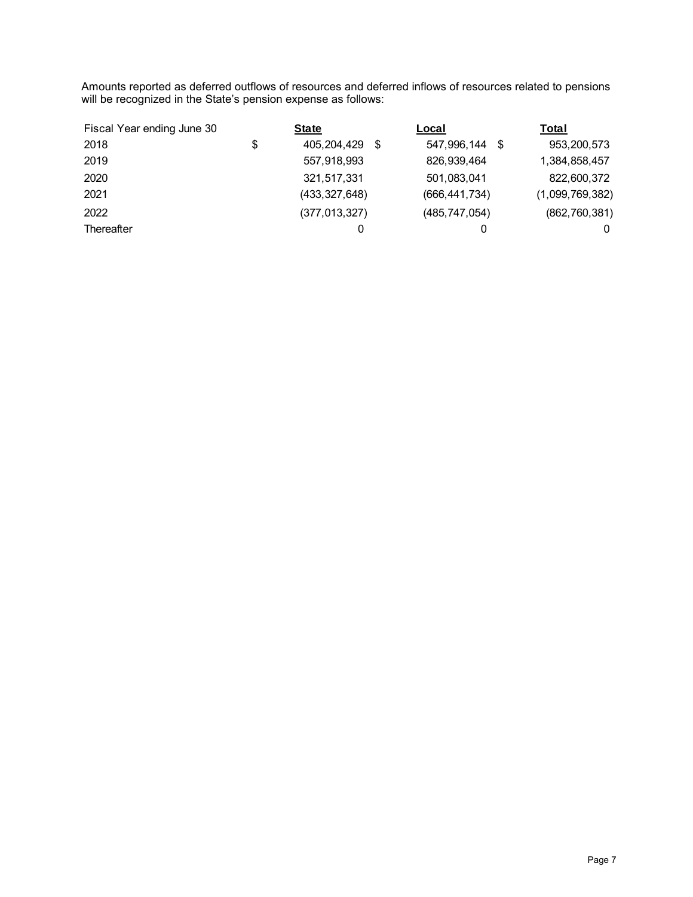Amounts reported as deferred outflows of resources and deferred inflows of resources related to pensions will be recognized in the State's pension expense as follows:

| Fiscal Year ending June 30 | State | Local | Total |
| --- | --- | --- | --- |
| 2018 | $ 405,204,429 | $ 547,996,144 | $ 953,200,573 |
| 2019 | 557,918,993 | 826,939,464 | 1,384,858,457 |
| 2020 | 321,517,331 | 501,083,041 | 822,600,372 |
| 2021 | (433,327,648) | (666,441,734) | (1,099,769,382) |
| 2022 | (377,013,327) | (485,747,054) | (862,760,381) |
| Thereafter | 0 | 0 | 0 |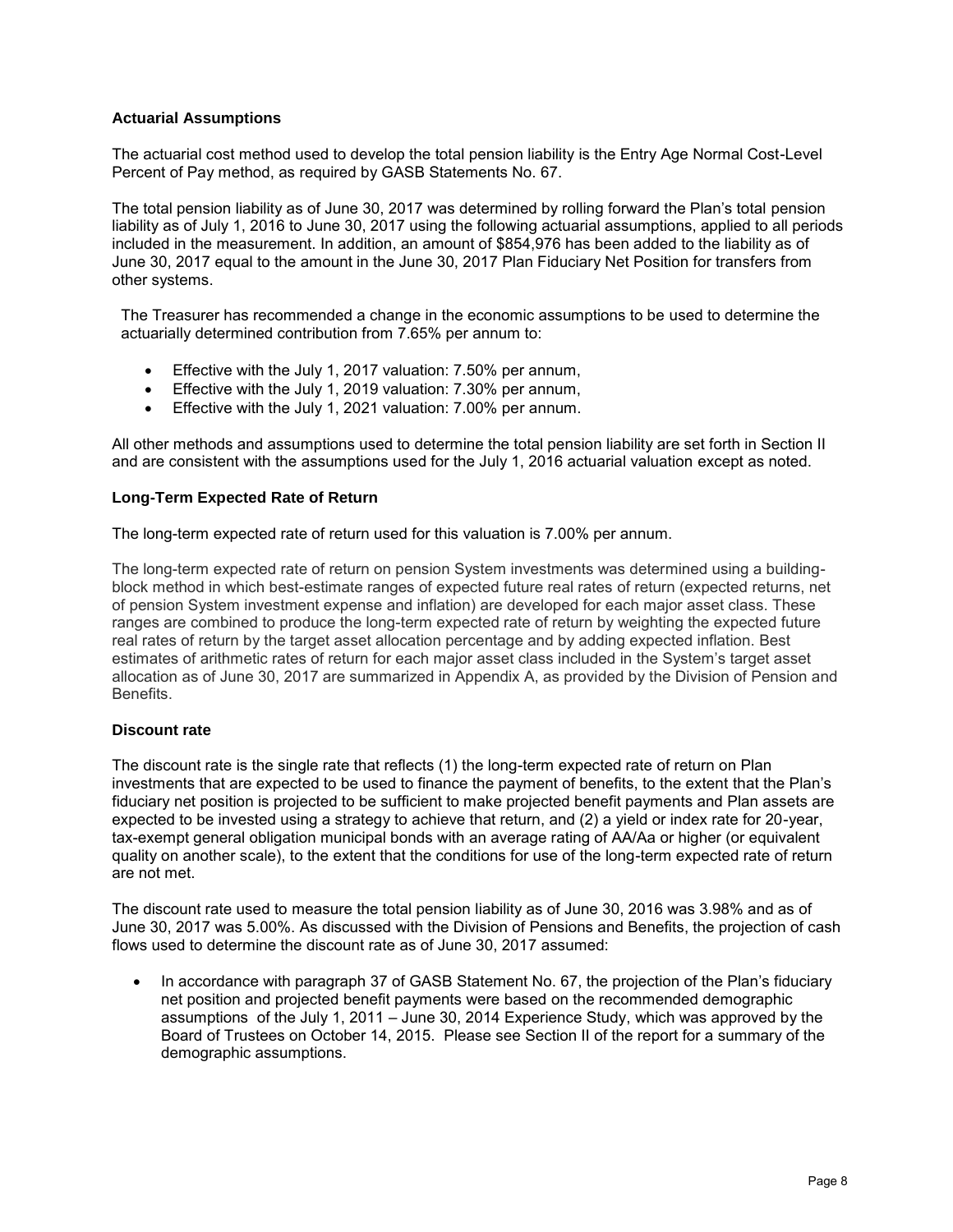### Actuarial Assumptions

The actuarial cost method used to develop the total pension liability is the Entry Age Normal Cost-Level Percent of Pay method, as required by GASB Statements No. 67.

The total pension liability as of June 30, 2017 was determined by rolling forward the Plan's total pension liability as of July 1, 2016 to June 30, 2017 using the following actuarial assumptions, applied to all periods included in the measurement. In addition, an amount of $854,976 has been added to the liability as of June 30, 2017 equal to the amount in the June 30, 2017 Plan Fiduciary Net Position for transfers from other systems.

The Treasurer has recommended a change in the economic assumptions to be used to determine the actuarially determined contribution from 7.65% per annum to:

- Effective with the July 1, 2017 valuation: 7.50% per annum,
- Effective with the July 1, 2019 valuation: 7.30% per annum,
- Effective with the July 1, 2021 valuation: 7.00% per annum.

All other methods and assumptions used to determine the total pension liability are set forth in Section II and are consistent with the assumptions used for the July 1, 2016 actuarial valuation except as noted.

### Long-Term Expected Rate of Return

The long-term expected rate of return used for this valuation is 7.00% per annum.

The long-term expected rate of return on pension System investments was determined using a building-block method in which best-estimate ranges of expected future real rates of return (expected returns, net of pension System investment expense and inflation) are developed for each major asset class. These ranges are combined to produce the long-term expected rate of return by weighting the expected future real rates of return by the target asset allocation percentage and by adding expected inflation. Best estimates of arithmetic rates of return for each major asset class included in the System's target asset allocation as of June 30, 2017 are summarized in Appendix A, as provided by the Division of Pension and Benefits.

### Discount rate

The discount rate is the single rate that reflects (1) the long-term expected rate of return on Plan investments that are expected to be used to finance the payment of benefits, to the extent that the Plan's fiduciary net position is projected to be sufficient to make projected benefit payments and Plan assets are expected to be invested using a strategy to achieve that return, and (2) a yield or index rate for 20-year, tax-exempt general obligation municipal bonds with an average rating of AA/Aa or higher (or equivalent quality on another scale), to the extent that the conditions for use of the long-term expected rate of return are not met.

The discount rate used to measure the total pension liability as of June 30, 2016 was 3.98% and as of June 30, 2017 was 5.00%. As discussed with the Division of Pensions and Benefits, the projection of cash flows used to determine the discount rate as of June 30, 2017 assumed:

- In accordance with paragraph 37 of GASB Statement No. 67, the projection of the Plan's fiduciary net position and projected benefit payments were based on the recommended demographic assumptions of the July 1, 2011 – June 30, 2014 Experience Study, which was approved by the Board of Trustees on October 14, 2015. Please see Section II of the report for a summary of the demographic assumptions.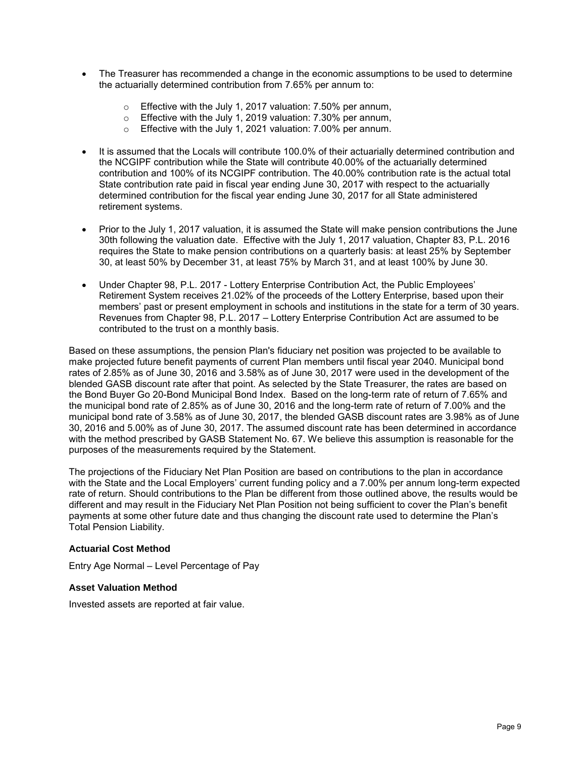- The Treasurer has recommended a change in the economic assumptions to be used to determine the actuarially determined contribution from 7.65% per annum to:
  - Effective with the July 1, 2017 valuation: 7.50% per annum,
  - Effective with the July 1, 2019 valuation: 7.30% per annum,
  - Effective with the July 1, 2021 valuation: 7.00% per annum.
- It is assumed that the Locals will contribute 100.0% of their actuarially determined contribution and the NCGIPF contribution while the State will contribute 40.00% of the actuarially determined contribution and 100% of its NCGIPF contribution. The 40.00% contribution rate is the actual total State contribution rate paid in fiscal year ending June 30, 2017 with respect to the actuarially determined contribution for the fiscal year ending June 30, 2017 for all State administered retirement systems.
- Prior to the July 1, 2017 valuation, it is assumed the State will make pension contributions the June 30th following the valuation date. Effective with the July 1, 2017 valuation, Chapter 83, P.L. 2016 requires the State to make pension contributions on a quarterly basis: at least 25% by September 30, at least 50% by December 31, at least 75% by March 31, and at least 100% by June 30.
- Under Chapter 98, P.L. 2017 - Lottery Enterprise Contribution Act, the Public Employees' Retirement System receives 21.02% of the proceeds of the Lottery Enterprise, based upon their members' past or present employment in schools and institutions in the state for a term of 30 years. Revenues from Chapter 98, P.L. 2017 – Lottery Enterprise Contribution Act are assumed to be contributed to the trust on a monthly basis.

Based on these assumptions, the pension Plan's fiduciary net position was projected to be available to make projected future benefit payments of current Plan members until fiscal year 2040. Municipal bond rates of 2.85% as of June 30, 2016 and 3.58% as of June 30, 2017 were used in the development of the blended GASB discount rate after that point. As selected by the State Treasurer, the rates are based on the Bond Buyer Go 20-Bond Municipal Bond Index. Based on the long-term rate of return of 7.65% and the municipal bond rate of 2.85% as of June 30, 2016 and the long-term rate of return of 7.00% and the municipal bond rate of 3.58% as of June 30, 2017, the blended GASB discount rates are 3.98% as of June 30, 2016 and 5.00% as of June 30, 2017. The assumed discount rate has been determined in accordance with the method prescribed by GASB Statement No. 67. We believe this assumption is reasonable for the purposes of the measurements required by the Statement.

The projections of the Fiduciary Net Plan Position are based on contributions to the plan in accordance with the State and the Local Employers' current funding policy and a 7.00% per annum long-term expected rate of return. Should contributions to the Plan be different from those outlined above, the results would be different and may result in the Fiduciary Net Plan Position not being sufficient to cover the Plan's benefit payments at some other future date and thus changing the discount rate used to determine the Plan's Total Pension Liability.

### Actuarial Cost Method

Entry Age Normal – Level Percentage of Pay

### Asset Valuation Method

Invested assets are reported at fair value.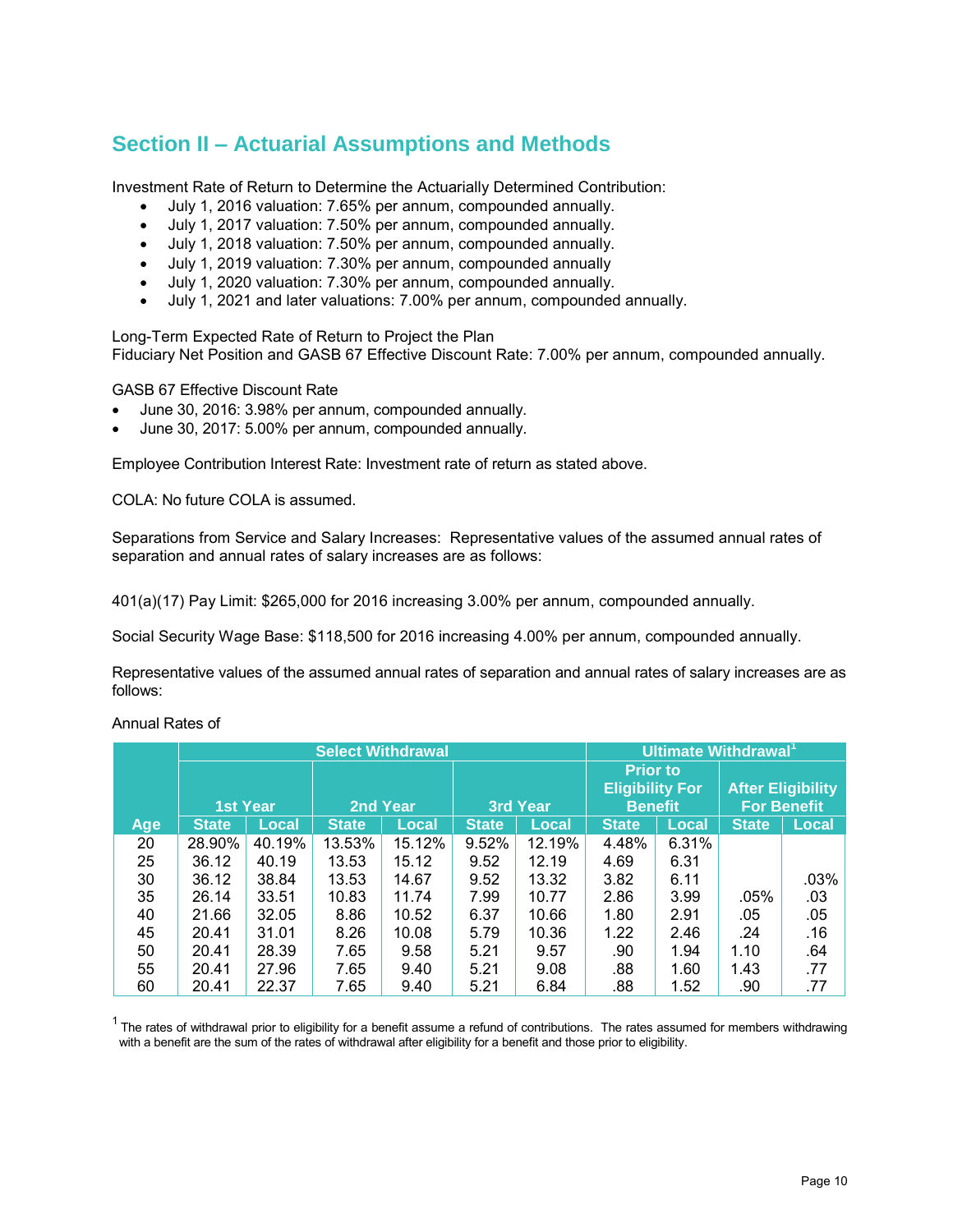## Section II – Actuarial Assumptions and Methods

Investment Rate of Return to Determine the Actuarially Determined Contribution:

- July 1, 2016 valuation: 7.65% per annum, compounded annually.
- July 1, 2017 valuation: 7.50% per annum, compounded annually.
- July 1, 2018 valuation: 7.50% per annum, compounded annually.
- July 1, 2019 valuation: 7.30% per annum, compounded annually
- July 1, 2020 valuation: 7.30% per annum, compounded annually.
- July 1, 2021 and later valuations: 7.00% per annum, compounded annually.

Long-Term Expected Rate of Return to Project the Plan
Fiduciary Net Position and GASB 67 Effective Discount Rate: 7.00% per annum, compounded annually.

GASB 67 Effective Discount Rate

- June 30, 2016: 3.98% per annum, compounded annually.
- June 30, 2017: 5.00% per annum, compounded annually.

Employee Contribution Interest Rate: Investment rate of return as stated above.

COLA: No future COLA is assumed.

Separations from Service and Salary Increases: Representative values of the assumed annual rates of separation and annual rates of salary increases are as follows:

401(a)(17) Pay Limit: $265,000 for 2016 increasing 3.00% per annum, compounded annually.

Social Security Wage Base: $118,500 for 2016 increasing 4.00% per annum, compounded annually.

Representative values of the assumed annual rates of separation and annual rates of salary increases are as follows:

Annual Rates of

| | Select Withdrawal | | | | | | Ultimate Withdrawal[1] | | | |
|---|---|---|---|---|---|---|---|---|---|---|
| | 1st Year | | 2nd Year | | 3rd Year | | Prior to Eligibility For Benefit | | After Eligibility For Benefit | |
| Age | State | Local | State | Local | State | Local | State | Local | State | Local |
| 20 | 28.90% | 40.19% | 13.53% | 15.12% | 9.52% | 12.19% | 4.48% | 6.31% | | |
| 25 | 36.12 | 40.19 | 13.53 | 15.12 | 9.52 | 12.19 | 4.69 | 6.31 | | |
| 30 | 36.12 | 38.84 | 13.53 | 14.67 | 9.52 | 13.32 | 3.82 | 6.11 | | .03% |
| 35 | 26.14 | 33.51 | 10.83 | 11.74 | 7.99 | 10.77 | 2.86 | 3.99 | .05% | .03 |
| 40 | 21.66 | 32.05 | 8.86 | 10.52 | 6.37 | 10.66 | 1.80 | 2.91 | .05 | .05 |
| 45 | 20.41 | 31.01 | 8.26 | 10.08 | 5.79 | 10.36 | 1.22 | 2.46 | .24 | .16 |
| 50 | 20.41 | 28.39 | 7.65 | 9.58 | 5.21 | 9.57 | .90 | 1.94 | 1.10 | .64 |
| 55 | 20.41 | 27.96 | 7.65 | 9.40 | 5.21 | 9.08 | .88 | 1.60 | 1.43 | .77 |
| 60 | 20.41 | 22.37 | 7.65 | 9.40 | 5.21 | 6.84 | .88 | 1.52 | .90 | .77 |

[1] The rates of withdrawal prior to eligibility for a benefit assume a refund of contributions. The rates assumed for members withdrawing with a benefit are the sum of the rates of withdrawal after eligibility for a benefit and those prior to eligibility.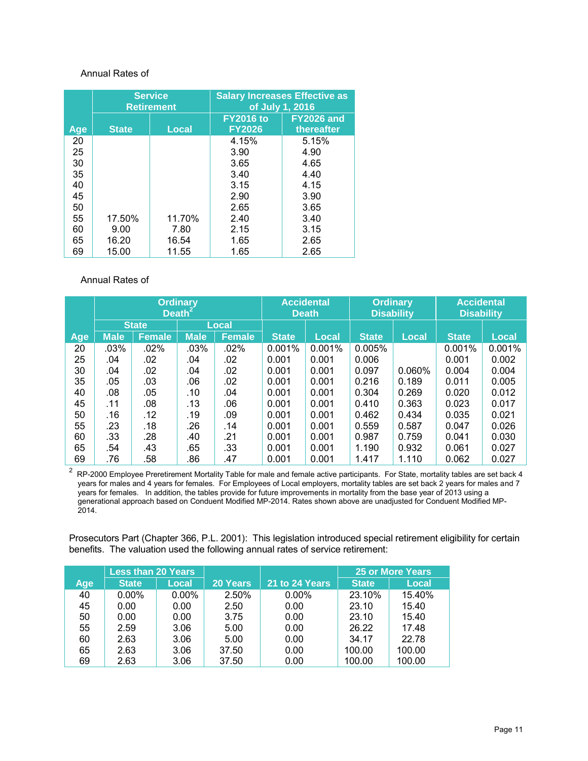Annual Rates of

| Age | Service Retirement | | Salary Increases Effective as of July 1, 2016 | |
|---|---|---|---|---|
| | State | Local | FY2016 to FY2026 | FY2026 and thereafter |
| 20 | | | 4.15% | 5.15% |
| 25 | | | 3.90 | 4.90 |
| 30 | | | 3.65 | 4.65 |
| 35 | | | 3.40 | 4.40 |
| 40 | | | 3.15 | 4.15 |
| 45 | | | 2.90 | 3.90 |
| 50 | | | 2.65 | 3.65 |
| 55 | 17.50% | 11.70% | 2.40 | 3.40 |
| 60 | 9.00 | 7.80 | 2.15 | 3.15 |
| 65 | 16.20 | 16.54 | 1.65 | 2.65 |
| 69 | 15.00 | 11.55 | 1.65 | 2.65 |

Annual Rates of

| Age | Ordinary Death[2] | | | | Accidental Death | | Ordinary Disability | | Accidental Disability | |
|---|---|---|---|---|---|---|---|---|---|---|
| | State | | Local | | | | | | | |
| | Male | Female | Male | Female | State | Local | State | Local | State | Local |
| 20 | .03% | .02% | .03% | .02% | 0.001% | 0.001% | 0.005% | | 0.001% | 0.001% |
| 25 | .04 | .02 | .04 | .02 | 0.001 | 0.001 | 0.006 | | 0.001 | 0.002 |
| 30 | .04 | .02 | .04 | .02 | 0.001 | 0.001 | 0.097 | 0.060% | 0.004 | 0.004 |
| 35 | .05 | .03 | .06 | .02 | 0.001 | 0.001 | 0.216 | 0.189 | 0.011 | 0.005 |
| 40 | .08 | .05 | .10 | .04 | 0.001 | 0.001 | 0.304 | 0.269 | 0.020 | 0.012 |
| 45 | .11 | .08 | .13 | .06 | 0.001 | 0.001 | 0.410 | 0.363 | 0.023 | 0.017 |
| 50 | .16 | .12 | .19 | .09 | 0.001 | 0.001 | 0.462 | 0.434 | 0.035 | 0.021 |
| 55 | .23 | .18 | .26 | .14 | 0.001 | 0.001 | 0.559 | 0.587 | 0.047 | 0.026 |
| 60 | .33 | .28 | .40 | .21 | 0.001 | 0.001 | 0.987 | 0.759 | 0.041 | 0.030 |
| 65 | .54 | .43 | .65 | .33 | 0.001 | 0.001 | 1.190 | 0.932 | 0.061 | 0.027 |
| 69 | .76 | .58 | .86 | .47 | 0.001 | 0.001 | 1.417 | 1.110 | 0.062 | 0.027 |

[2] RP-2000 Employee Preretirement Mortality Table for male and female active participants. For State, mortality tables are set back 4 years for males and 4 years for females. For Employees of Local employers, mortality tables are set back 2 years for males and 7 years for females. In addition, the tables provide for future improvements in mortality from the base year of 2013 using a generational approach based on Conduent Modified MP-2014. Rates shown above are unadjusted for Conduent Modified MP-2014.

Prosecutors Part (Chapter 366, P.L. 2001): This legislation introduced special retirement eligibility for certain benefits. The valuation used the following annual rates of service retirement:

| Age | Less than 20 Years | | 20 Years | 21 to 24 Years | 25 or More Years | |
|---|---|---|---|---|---|---|
| | State | Local | | | State | Local |
| 40 | 0.00% | 0.00% | 2.50% | 0.00% | 23.10% | 15.40% |
| 45 | 0.00 | 0.00 | 2.50 | 0.00 | 23.10 | 15.40 |
| 50 | 0.00 | 0.00 | 3.75 | 0.00 | 23.10 | 15.40 |
| 55 | 2.59 | 3.06 | 5.00 | 0.00 | 26.22 | 17.48 |
| 60 | 2.63 | 3.06 | 5.00 | 0.00 | 34.17 | 22.78 |
| 65 | 2.63 | 3.06 | 37.50 | 0.00 | 100.00 | 100.00 |
| 69 | 2.63 | 3.06 | 37.50 | 0.00 | 100.00 | 100.00 |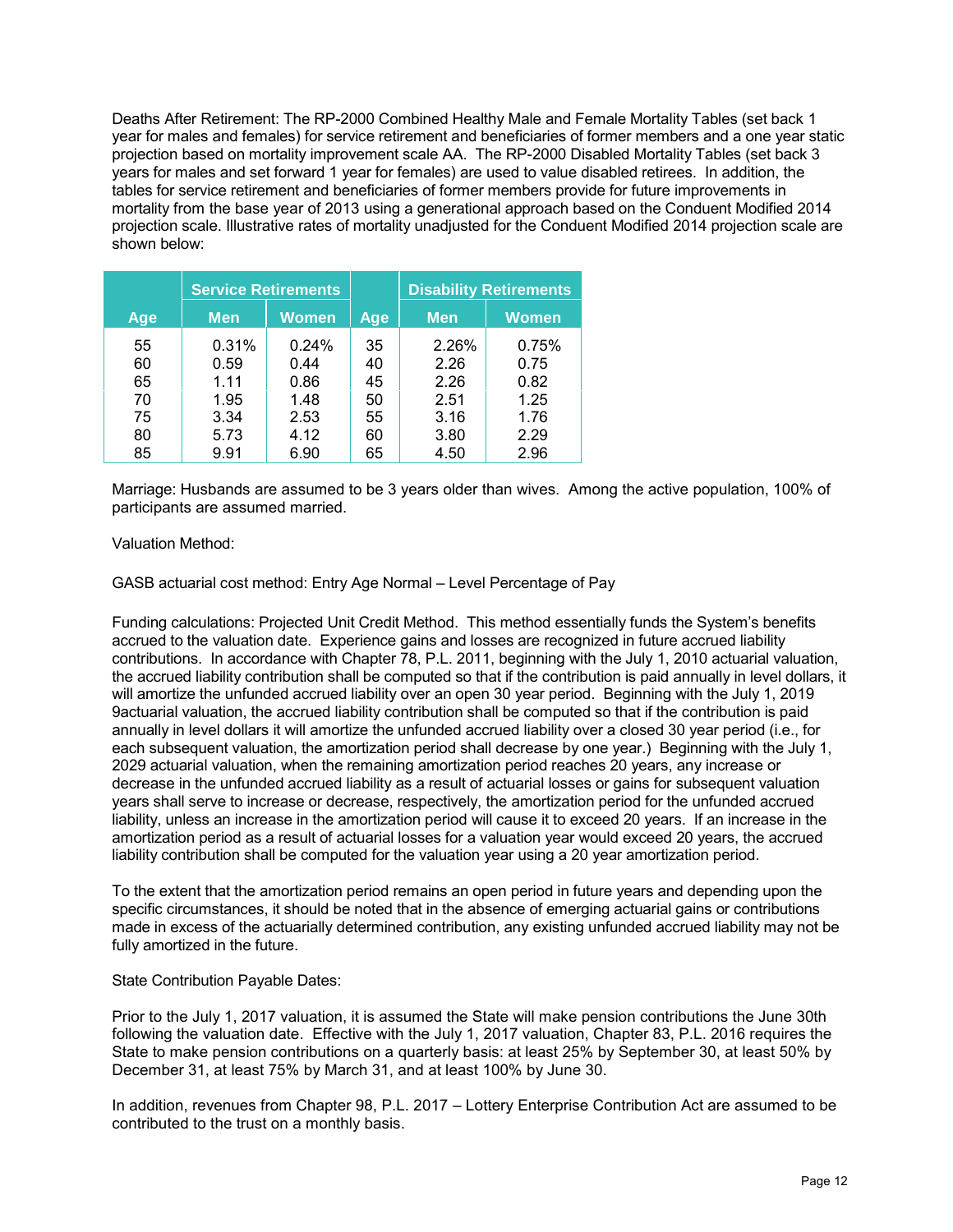Deaths After Retirement: The RP-2000 Combined Healthy Male and Female Mortality Tables (set back 1 year for males and females) for service retirement and beneficiaries of former members and a one year static projection based on mortality improvement scale AA. The RP-2000 Disabled Mortality Tables (set back 3 years for males and set forward 1 year for females) are used to value disabled retirees. In addition, the tables for service retirement and beneficiaries of former members provide for future improvements in mortality from the base year of 2013 using a generational approach based on the Conduent Modified 2014 projection scale. Illustrative rates of mortality unadjusted for the Conduent Modified 2014 projection scale are shown below:

| | Service Retirements | | | Disability Retirements | |
|---|---|---|---|---|---|
| Age | Men | Women | Age | Men | Women |
| 55 | 0.31% | 0.24% | 35 | 2.26% | 0.75% |
| 60 | 0.59 | 0.44 | 40 | 2.26 | 0.75 |
| 65 | 1.11 | 0.86 | 45 | 2.26 | 0.82 |
| 70 | 1.95 | 1.48 | 50 | 2.51 | 1.25 |
| 75 | 3.34 | 2.53 | 55 | 3.16 | 1.76 |
| 80 | 5.73 | 4.12 | 60 | 3.80 | 2.29 |
| 85 | 9.91 | 6.90 | 65 | 4.50 | 2.96 |

Marriage: Husbands are assumed to be 3 years older than wives. Among the active population, 100% of participants are assumed married.

Valuation Method:

GASB actuarial cost method: Entry Age Normal – Level Percentage of Pay

Funding calculations: Projected Unit Credit Method. This method essentially funds the System's benefits accrued to the valuation date. Experience gains and losses are recognized in future accrued liability contributions. In accordance with Chapter 78, P.L. 2011, beginning with the July 1, 2010 actuarial valuation, the accrued liability contribution shall be computed so that if the contribution is paid annually in level dollars, it will amortize the unfunded accrued liability over an open 30 year period. Beginning with the July 1, 2019 9actuarial valuation, the accrued liability contribution shall be computed so that if the contribution is paid annually in level dollars it will amortize the unfunded accrued liability over a closed 30 year period (i.e., for each subsequent valuation, the amortization period shall decrease by one year.) Beginning with the July 1, 2029 actuarial valuation, when the remaining amortization period reaches 20 years, any increase or decrease in the unfunded accrued liability as a result of actuarial losses or gains for subsequent valuation years shall serve to increase or decrease, respectively, the amortization period for the unfunded accrued liability, unless an increase in the amortization period will cause it to exceed 20 years. If an increase in the amortization period as a result of actuarial losses for a valuation year would exceed 20 years, the accrued liability contribution shall be computed for the valuation year using a 20 year amortization period.

To the extent that the amortization period remains an open period in future years and depending upon the specific circumstances, it should be noted that in the absence of emerging actuarial gains or contributions made in excess of the actuarially determined contribution, any existing unfunded accrued liability may not be fully amortized in the future.

State Contribution Payable Dates:

Prior to the July 1, 2017 valuation, it is assumed the State will make pension contributions the June 30th following the valuation date. Effective with the July 1, 2017 valuation, Chapter 83, P.L. 2016 requires the State to make pension contributions on a quarterly basis: at least 25% by September 30, at least 50% by December 31, at least 75% by March 31, and at least 100% by June 30.

In addition, revenues from Chapter 98, P.L. 2017 – Lottery Enterprise Contribution Act are assumed to be contributed to the trust on a monthly basis.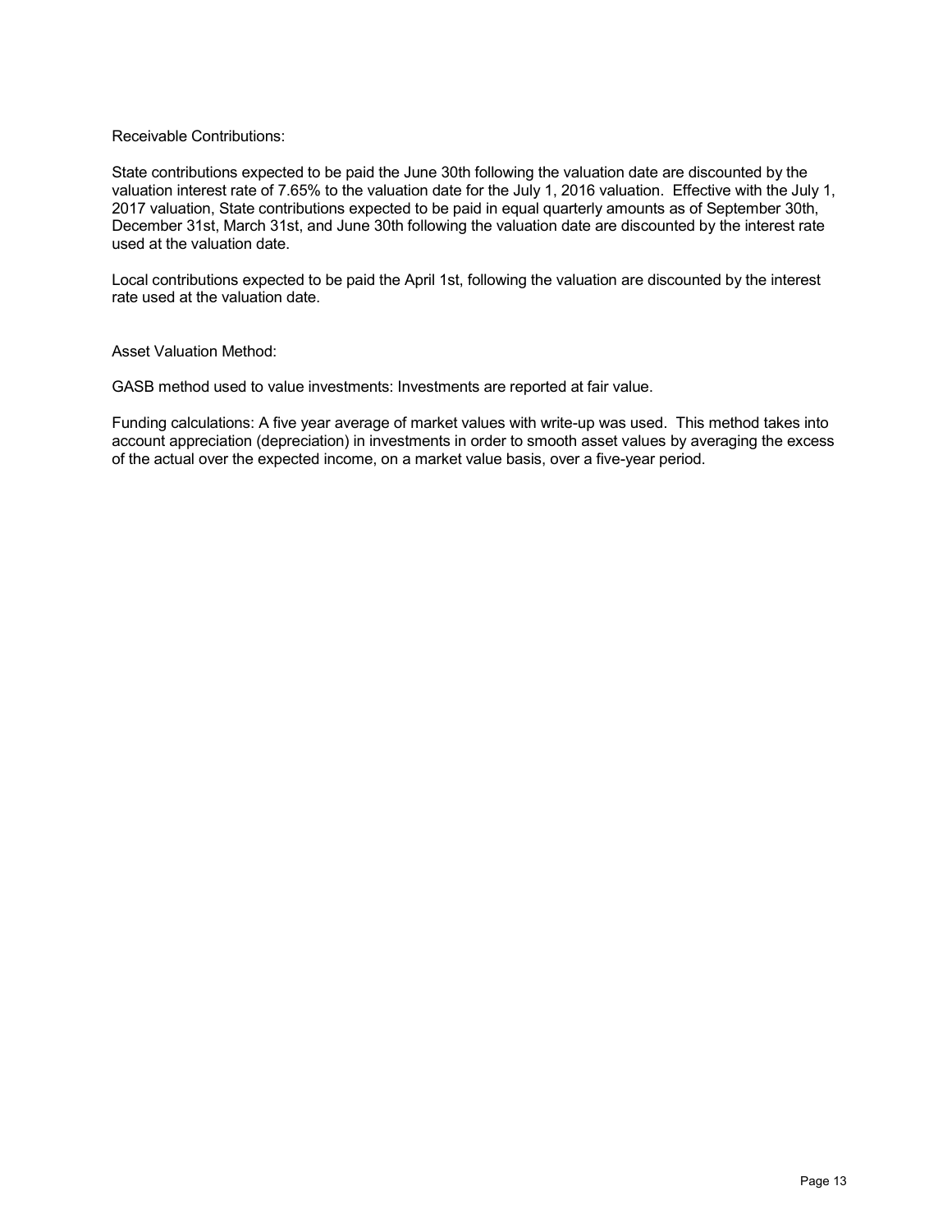Receivable Contributions:

State contributions expected to be paid the June 30th following the valuation date are discounted by the valuation interest rate of 7.65% to the valuation date for the July 1, 2016 valuation. Effective with the July 1, 2017 valuation, State contributions expected to be paid in equal quarterly amounts as of September 30th, December 31st, March 31st, and June 30th following the valuation date are discounted by the interest rate used at the valuation date.

Local contributions expected to be paid the April 1st, following the valuation are discounted by the interest rate used at the valuation date.

Asset Valuation Method:

GASB method used to value investments: Investments are reported at fair value.

Funding calculations: A five year average of market values with write-up was used. This method takes into account appreciation (depreciation) in investments in order to smooth asset values by averaging the excess of the actual over the expected income, on a market value basis, over a five-year period.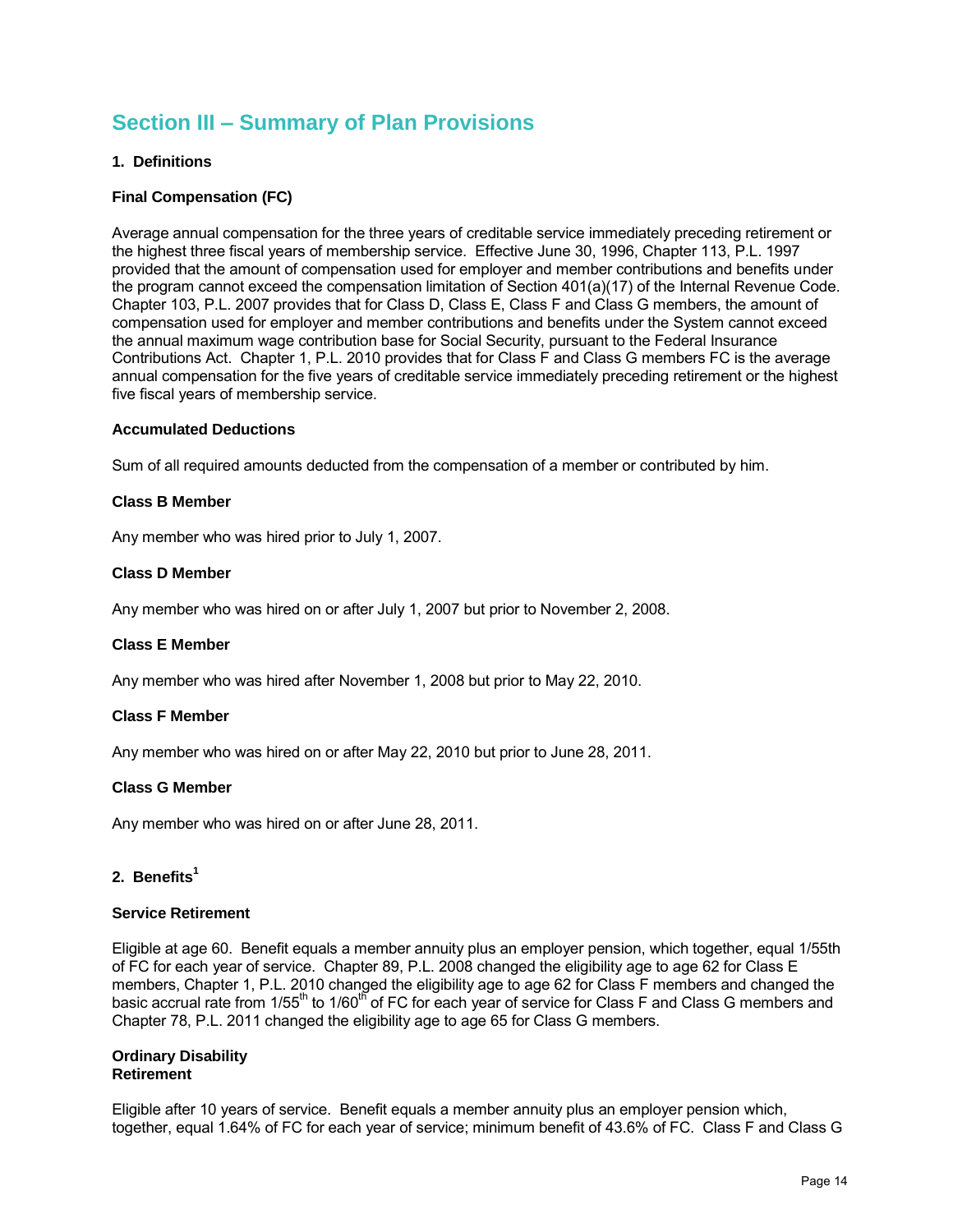## Section III – Summary of Plan Provisions

### 1. Definitions

**Final Compensation (FC)**

Average annual compensation for the three years of creditable service immediately preceding retirement or the highest three fiscal years of membership service. Effective June 30, 1996, Chapter 113, P.L. 1997 provided that the amount of compensation used for employer and member contributions and benefits under the program cannot exceed the compensation limitation of Section 401(a)(17) of the Internal Revenue Code. Chapter 103, P.L. 2007 provides that for Class D, Class E, Class F and Class G members, the amount of compensation used for employer and member contributions and benefits under the System cannot exceed the annual maximum wage contribution base for Social Security, pursuant to the Federal Insurance Contributions Act. Chapter 1, P.L. 2010 provides that for Class F and Class G members FC is the average annual compensation for the five years of creditable service immediately preceding retirement or the highest five fiscal years of membership service.

**Accumulated Deductions**

Sum of all required amounts deducted from the compensation of a member or contributed by him.

**Class B Member**

Any member who was hired prior to July 1, 2007.

**Class D Member**

Any member who was hired on or after July 1, 2007 but prior to November 2, 2008.

**Class E Member**

Any member who was hired after November 1, 2008 but prior to May 22, 2010.

**Class F Member**

Any member who was hired on or after May 22, 2010 but prior to June 28, 2011.

**Class G Member**

Any member who was hired on or after June 28, 2011.

### 2. Benefits[1]

**Service Retirement**

Eligible at age 60. Benefit equals a member annuity plus an employer pension, which together, equal 1/55th of FC for each year of service. Chapter 89, P.L. 2008 changed the eligibility age to age 62 for Class E members, Chapter 1, P.L. 2010 changed the eligibility age to age 62 for Class F members and changed the basic accrual rate from 1/55th to 1/60th of FC for each year of service for Class F and Class G members and Chapter 78, P.L. 2011 changed the eligibility age to age 65 for Class G members.

**Ordinary Disability Retirement**

Eligible after 10 years of service. Benefit equals a member annuity plus an employer pension which, together, equal 1.64% of FC for each year of service; minimum benefit of 43.6% of FC. Class F and Class G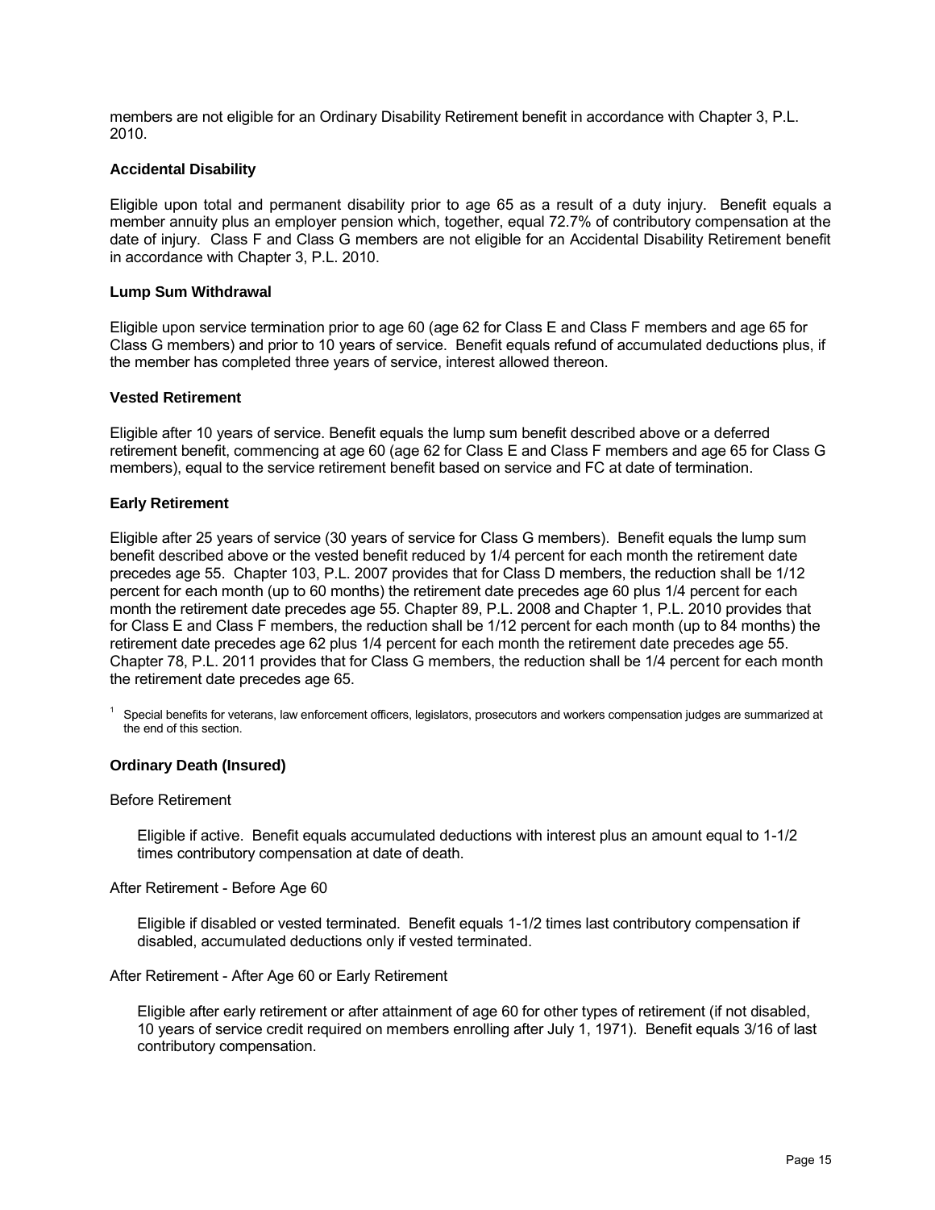members are not eligible for an Ordinary Disability Retirement benefit in accordance with Chapter 3, P.L. 2010.

**Accidental Disability**

Eligible upon total and permanent disability prior to age 65 as a result of a duty injury. Benefit equals a member annuity plus an employer pension which, together, equal 72.7% of contributory compensation at the date of injury. Class F and Class G members are not eligible for an Accidental Disability Retirement benefit in accordance with Chapter 3, P.L. 2010.

**Lump Sum Withdrawal**

Eligible upon service termination prior to age 60 (age 62 for Class E and Class F members and age 65 for Class G members) and prior to 10 years of service. Benefit equals refund of accumulated deductions plus, if the member has completed three years of service, interest allowed thereon.

**Vested Retirement**

Eligible after 10 years of service. Benefit equals the lump sum benefit described above or a deferred retirement benefit, commencing at age 60 (age 62 for Class E and Class F members and age 65 for Class G members), equal to the service retirement benefit based on service and FC at date of termination.

**Early Retirement**

Eligible after 25 years of service (30 years of service for Class G members). Benefit equals the lump sum benefit described above or the vested benefit reduced by 1/4 percent for each month the retirement date precedes age 55. Chapter 103, P.L. 2007 provides that for Class D members, the reduction shall be 1/12 percent for each month (up to 60 months) the retirement date precedes age 60 plus 1/4 percent for each month the retirement date precedes age 55. Chapter 89, P.L. 2008 and Chapter 1, P.L. 2010 provides that for Class E and Class F members, the reduction shall be 1/12 percent for each month (up to 84 months) the retirement date precedes age 62 plus 1/4 percent for each month the retirement date precedes age 55. Chapter 78, P.L. 2011 provides that for Class G members, the reduction shall be 1/4 percent for each month the retirement date precedes age 65.

[1] Special benefits for veterans, law enforcement officers, legislators, prosecutors and workers compensation judges are summarized at the end of this section.

**Ordinary Death (Insured)**

Before Retirement

Eligible if active. Benefit equals accumulated deductions with interest plus an amount equal to 1-1/2 times contributory compensation at date of death.

After Retirement - Before Age 60

Eligible if disabled or vested terminated. Benefit equals 1-1/2 times last contributory compensation if disabled, accumulated deductions only if vested terminated.

After Retirement - After Age 60 or Early Retirement

Eligible after early retirement or after attainment of age 60 for other types of retirement (if not disabled, 10 years of service credit required on members enrolling after July 1, 1971). Benefit equals 3/16 of last contributory compensation.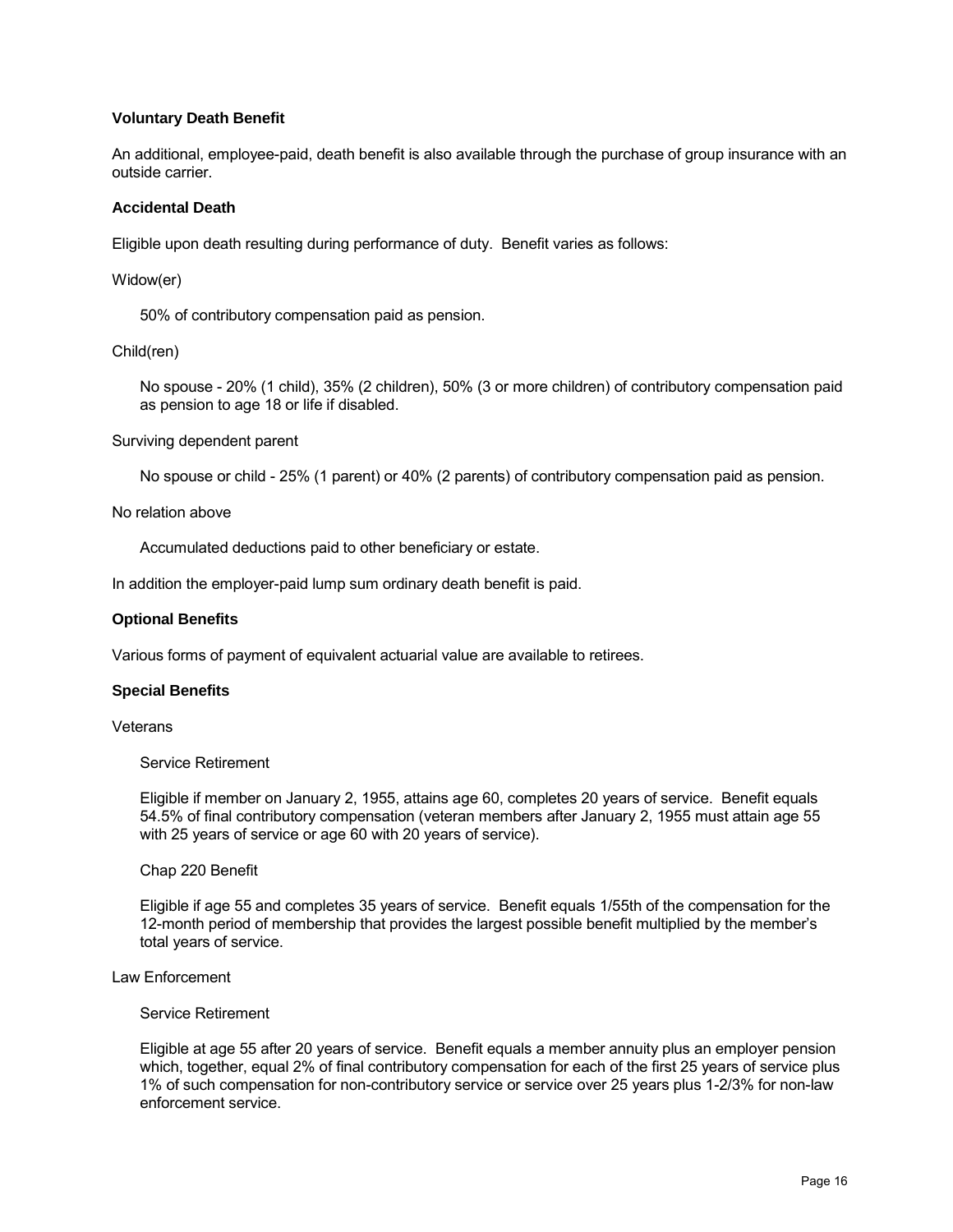**Voluntary Death Benefit**

An additional, employee-paid, death benefit is also available through the purchase of group insurance with an outside carrier.

**Accidental Death**

Eligible upon death resulting during performance of duty. Benefit varies as follows:

Widow(er)

> 50% of contributory compensation paid as pension.

Child(ren)

> No spouse - 20% (1 child), 35% (2 children), 50% (3 or more children) of contributory compensation paid as pension to age 18 or life if disabled.

Surviving dependent parent

> No spouse or child - 25% (1 parent) or 40% (2 parents) of contributory compensation paid as pension.

No relation above

> Accumulated deductions paid to other beneficiary or estate.

In addition the employer-paid lump sum ordinary death benefit is paid.

**Optional Benefits**

Various forms of payment of equivalent actuarial value are available to retirees.

**Special Benefits**

Veterans

> Service Retirement
>
> Eligible if member on January 2, 1955, attains age 60, completes 20 years of service. Benefit equals 54.5% of final contributory compensation (veteran members after January 2, 1955 must attain age 55 with 25 years of service or age 60 with 20 years of service).
>
> Chap 220 Benefit
>
> Eligible if age 55 and completes 35 years of service. Benefit equals 1/55th of the compensation for the 12-month period of membership that provides the largest possible benefit multiplied by the member's total years of service.

Law Enforcement

> Service Retirement
>
> Eligible at age 55 after 20 years of service. Benefit equals a member annuity plus an employer pension which, together, equal 2% of final contributory compensation for each of the first 25 years of service plus 1% of such compensation for non-contributory service or service over 25 years plus 1-2/3% for non-law enforcement service.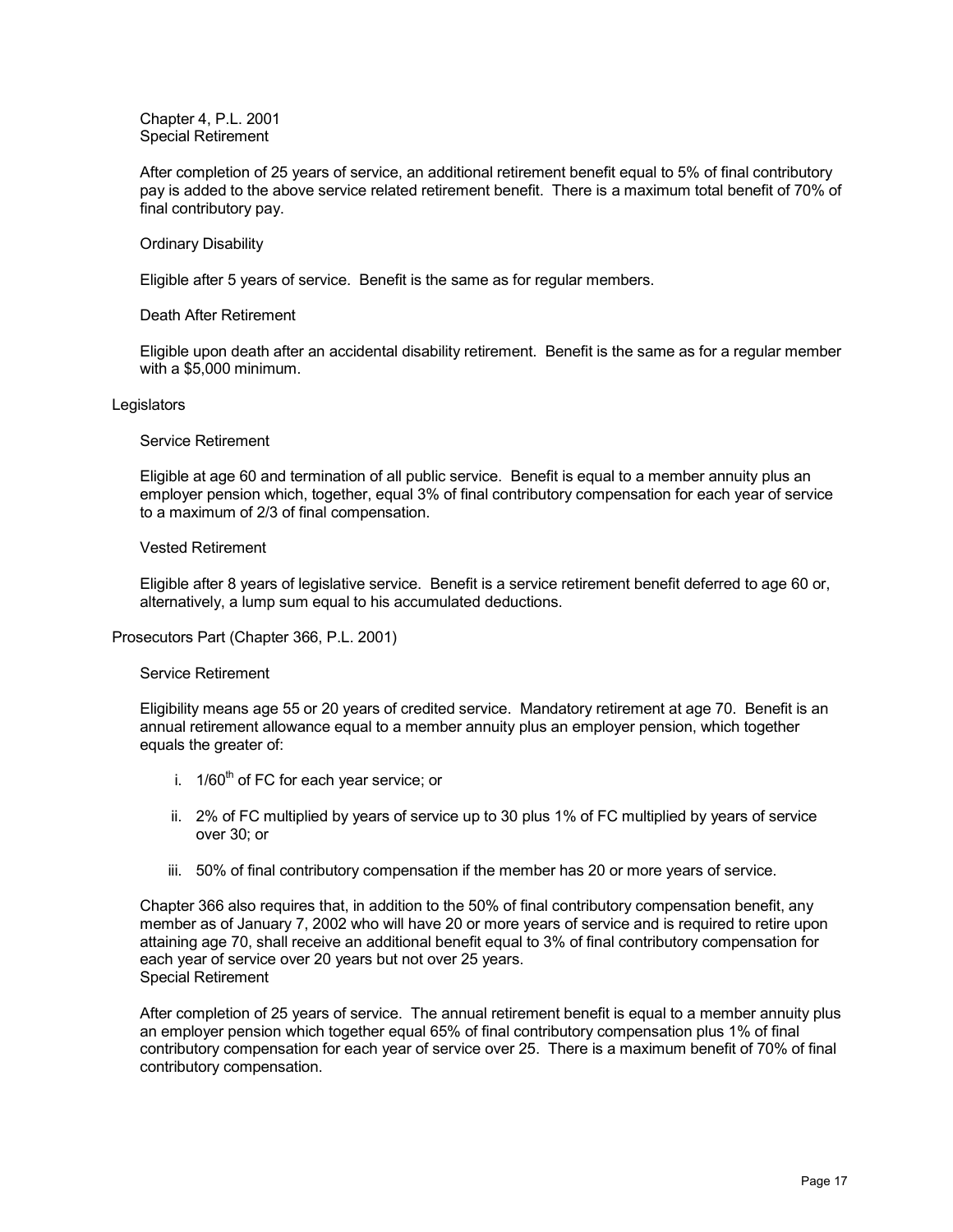Chapter 4, P.L. 2001
Special Retirement

After completion of 25 years of service, an additional retirement benefit equal to 5% of final contributory pay is added to the above service related retirement benefit. There is a maximum total benefit of 70% of final contributory pay.

Ordinary Disability

Eligible after 5 years of service. Benefit is the same as for regular members.

Death After Retirement

Eligible upon death after an accidental disability retirement. Benefit is the same as for a regular member with a $5,000 minimum.

Legislators

Service Retirement

Eligible at age 60 and termination of all public service. Benefit is equal to a member annuity plus an employer pension which, together, equal 3% of final contributory compensation for each year of service to a maximum of 2/3 of final compensation.

Vested Retirement

Eligible after 8 years of legislative service. Benefit is a service retirement benefit deferred to age 60 or, alternatively, a lump sum equal to his accumulated deductions.

Prosecutors Part (Chapter 366, P.L. 2001)

Service Retirement

Eligibility means age 55 or 20 years of credited service. Mandatory retirement at age 70. Benefit is an annual retirement allowance equal to a member annuity plus an employer pension, which together equals the greater of:

i. 1/60th of FC for each year service; or

ii. 2% of FC multiplied by years of service up to 30 plus 1% of FC multiplied by years of service over 30; or

iii. 50% of final contributory compensation if the member has 20 or more years of service.

Chapter 366 also requires that, in addition to the 50% of final contributory compensation benefit, any member as of January 7, 2002 who will have 20 or more years of service and is required to retire upon attaining age 70, shall receive an additional benefit equal to 3% of final contributory compensation for each year of service over 20 years but not over 25 years.
Special Retirement

After completion of 25 years of service. The annual retirement benefit is equal to a member annuity plus an employer pension which together equal 65% of final contributory compensation plus 1% of final contributory compensation for each year of service over 25. There is a maximum benefit of 70% of final contributory compensation.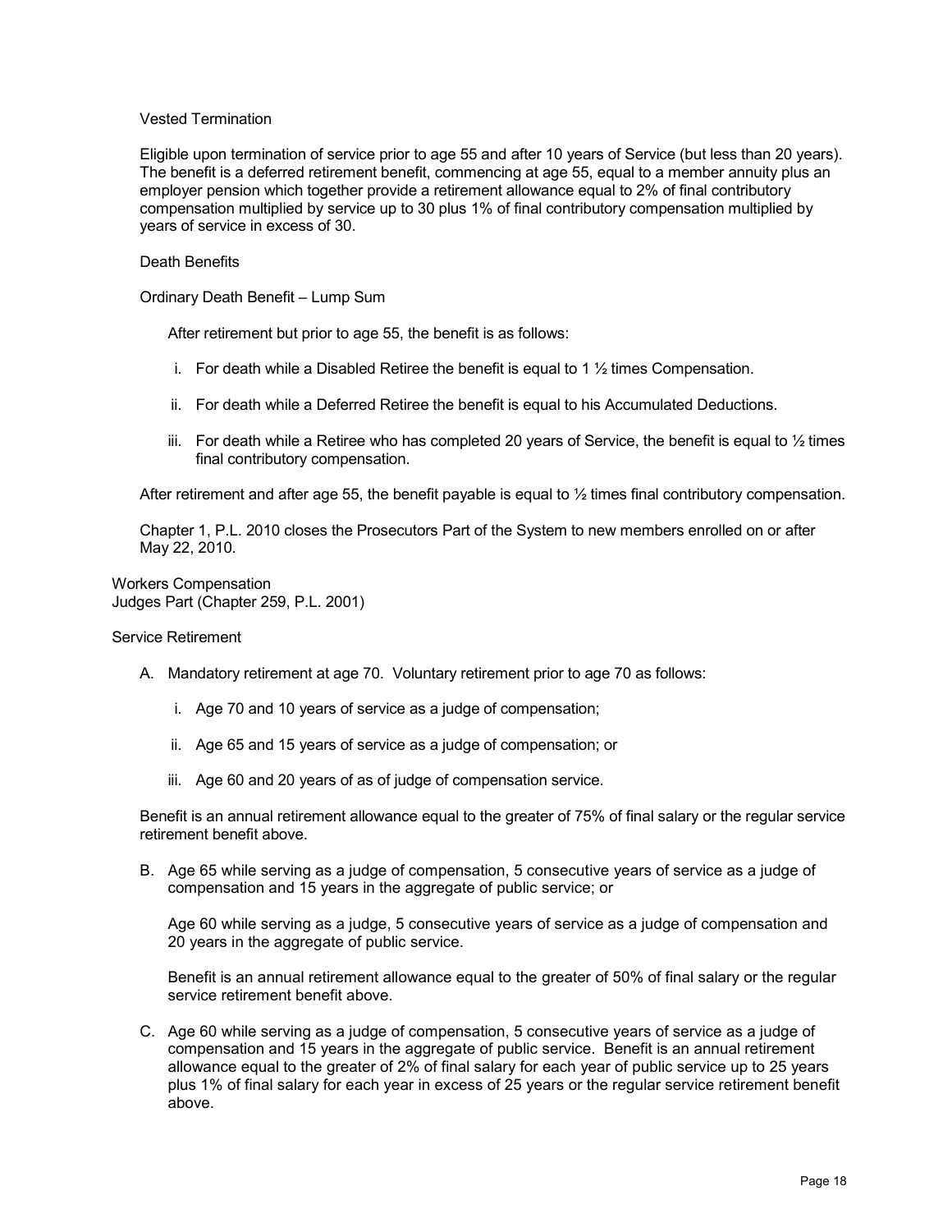Vested Termination

Eligible upon termination of service prior to age 55 and after 10 years of Service (but less than 20 years). The benefit is a deferred retirement benefit, commencing at age 55, equal to a member annuity plus an employer pension which together provide a retirement allowance equal to 2% of final contributory compensation multiplied by service up to 30 plus 1% of final contributory compensation multiplied by years of service in excess of 30.

Death Benefits

Ordinary Death Benefit – Lump Sum

After retirement but prior to age 55, the benefit is as follows:

i. For death while a Disabled Retiree the benefit is equal to 1 ½ times Compensation.

ii. For death while a Deferred Retiree the benefit is equal to his Accumulated Deductions.

iii. For death while a Retiree who has completed 20 years of Service, the benefit is equal to ½ times final contributory compensation.

After retirement and after age 55, the benefit payable is equal to ½ times final contributory compensation.

Chapter 1, P.L. 2010 closes the Prosecutors Part of the System to new members enrolled on or after May 22, 2010.

Workers Compensation
Judges Part (Chapter 259, P.L. 2001)

Service Retirement

A. Mandatory retirement at age 70. Voluntary retirement prior to age 70 as follows:

   i. Age 70 and 10 years of service as a judge of compensation;

   ii. Age 65 and 15 years of service as a judge of compensation; or

   iii. Age 60 and 20 years of as of judge of compensation service.

Benefit is an annual retirement allowance equal to the greater of 75% of final salary or the regular service retirement benefit above.

B. Age 65 while serving as a judge of compensation, 5 consecutive years of service as a judge of compensation and 15 years in the aggregate of public service; or

   Age 60 while serving as a judge, 5 consecutive years of service as a judge of compensation and 20 years in the aggregate of public service.

   Benefit is an annual retirement allowance equal to the greater of 50% of final salary or the regular service retirement benefit above.

C. Age 60 while serving as a judge of compensation, 5 consecutive years of service as a judge of compensation and 15 years in the aggregate of public service. Benefit is an annual retirement allowance equal to the greater of 2% of final salary for each year of public service up to 25 years plus 1% of final salary for each year in excess of 25 years or the regular service retirement benefit above.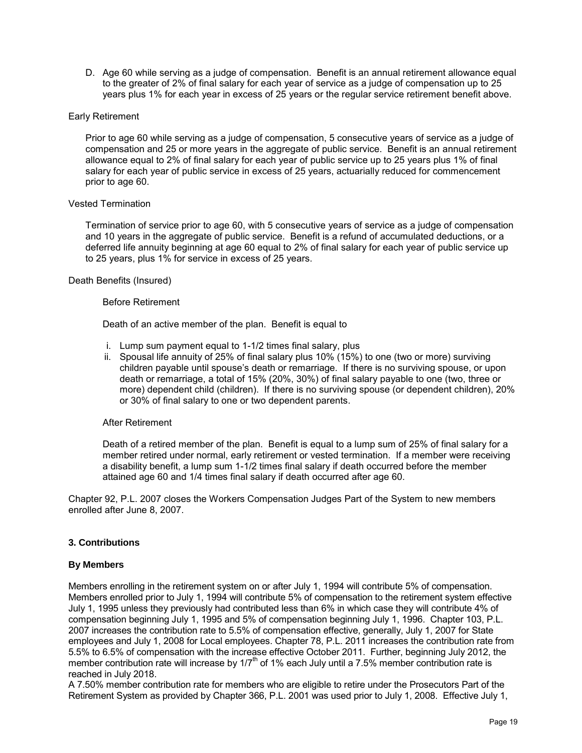D. Age 60 while serving as a judge of compensation. Benefit is an annual retirement allowance equal to the greater of 2% of final salary for each year of service as a judge of compensation up to 25 years plus 1% for each year in excess of 25 years or the regular service retirement benefit above.

Early Retirement

Prior to age 60 while serving as a judge of compensation, 5 consecutive years of service as a judge of compensation and 25 or more years in the aggregate of public service. Benefit is an annual retirement allowance equal to 2% of final salary for each year of public service up to 25 years plus 1% of final salary for each year of public service in excess of 25 years, actuarially reduced for commencement prior to age 60.

Vested Termination

Termination of service prior to age 60, with 5 consecutive years of service as a judge of compensation and 10 years in the aggregate of public service. Benefit is a refund of accumulated deductions, or a deferred life annuity beginning at age 60 equal to 2% of final salary for each year of public service up to 25 years, plus 1% for service in excess of 25 years.

Death Benefits (Insured)

Before Retirement

Death of an active member of the plan. Benefit is equal to

i. Lump sum payment equal to 1-1/2 times final salary, plus
ii. Spousal life annuity of 25% of final salary plus 10% (15%) to one (two or more) surviving children payable until spouse's death or remarriage. If there is no surviving spouse, or upon death or remarriage, a total of 15% (20%, 30%) of final salary payable to one (two, three or more) dependent child (children). If there is no surviving spouse (or dependent children), 20% or 30% of final salary to one or two dependent parents.

After Retirement

Death of a retired member of the plan. Benefit is equal to a lump sum of 25% of final salary for a member retired under normal, early retirement or vested termination. If a member were receiving a disability benefit, a lump sum 1-1/2 times final salary if death occurred before the member attained age 60 and 1/4 times final salary if death occurred after age 60.

Chapter 92, P.L. 2007 closes the Workers Compensation Judges Part of the System to new members enrolled after June 8, 2007.

### 3. Contributions

#### By Members

Members enrolling in the retirement system on or after July 1, 1994 will contribute 5% of compensation. Members enrolled prior to July 1, 1994 will contribute 5% of compensation to the retirement system effective July 1, 1995 unless they previously had contributed less than 6% in which case they will contribute 4% of compensation beginning July 1, 1995 and 5% of compensation beginning July 1, 1996. Chapter 103, P.L. 2007 increases the contribution rate to 5.5% of compensation effective, generally, July 1, 2007 for State employees and July 1, 2008 for Local employees. Chapter 78, P.L. 2011 increases the contribution rate from 5.5% to 6.5% of compensation with the increase effective October 2011. Further, beginning July 2012, the member contribution rate will increase by 1/7th of 1% each July until a 7.5% member contribution rate is reached in July 2018.

A 7.50% member contribution rate for members who are eligible to retire under the Prosecutors Part of the Retirement System as provided by Chapter 366, P.L. 2001 was used prior to July 1, 2008. Effective July 1,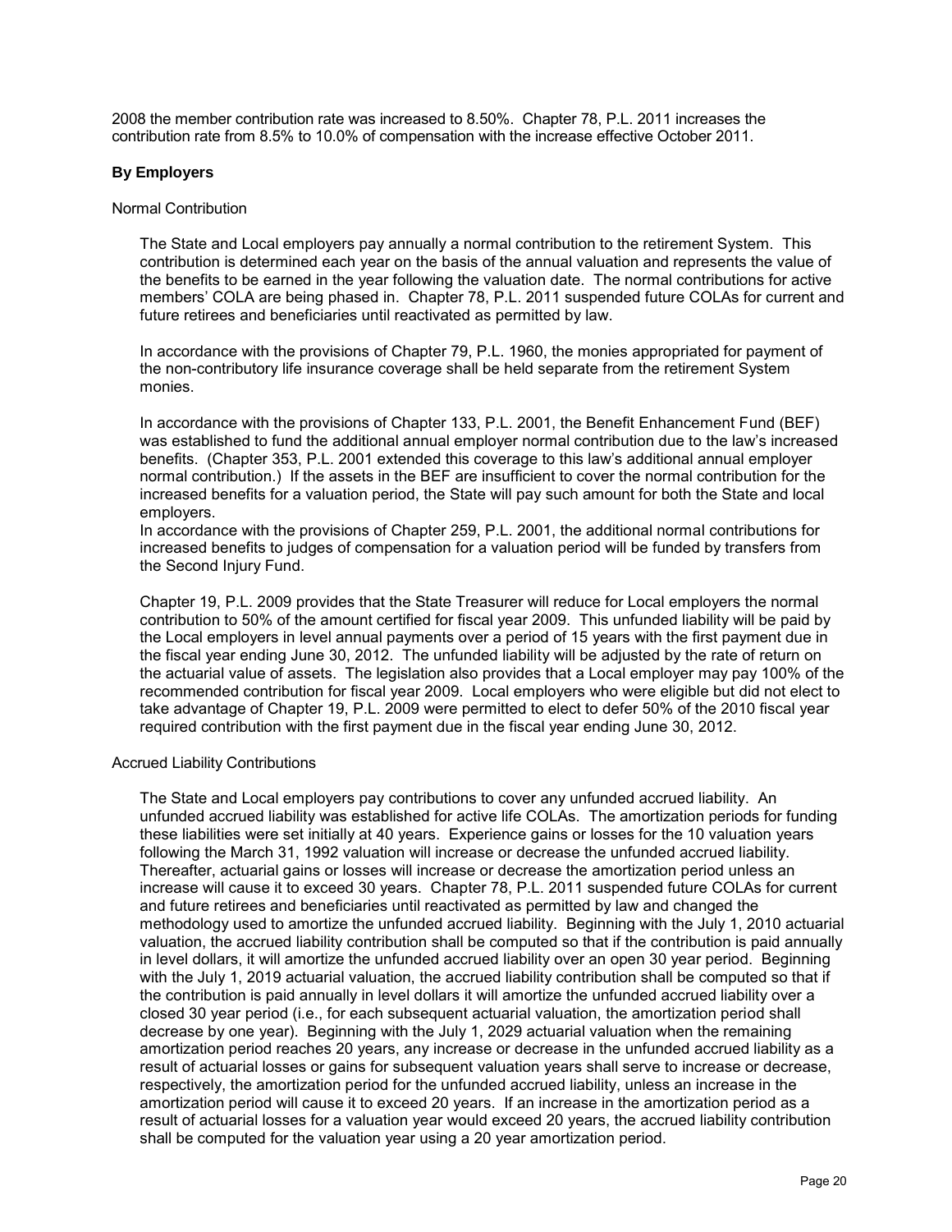2008 the member contribution rate was increased to 8.50%. Chapter 78, P.L. 2011 increases the contribution rate from 8.5% to 10.0% of compensation with the increase effective October 2011.

### By Employers

Normal Contribution

The State and Local employers pay annually a normal contribution to the retirement System. This contribution is determined each year on the basis of the annual valuation and represents the value of the benefits to be earned in the year following the valuation date. The normal contributions for active members' COLA are being phased in. Chapter 78, P.L. 2011 suspended future COLAs for current and future retirees and beneficiaries until reactivated as permitted by law.

In accordance with the provisions of Chapter 79, P.L. 1960, the monies appropriated for payment of the non-contributory life insurance coverage shall be held separate from the retirement System monies.

In accordance with the provisions of Chapter 133, P.L. 2001, the Benefit Enhancement Fund (BEF) was established to fund the additional annual employer normal contribution due to the law's increased benefits. (Chapter 353, P.L. 2001 extended this coverage to this law's additional annual employer normal contribution.) If the assets in the BEF are insufficient to cover the normal contribution for the increased benefits for a valuation period, the State will pay such amount for both the State and local employers.
In accordance with the provisions of Chapter 259, P.L. 2001, the additional normal contributions for increased benefits to judges of compensation for a valuation period will be funded by transfers from the Second Injury Fund.

Chapter 19, P.L. 2009 provides that the State Treasurer will reduce for Local employers the normal contribution to 50% of the amount certified for fiscal year 2009. This unfunded liability will be paid by the Local employers in level annual payments over a period of 15 years with the first payment due in the fiscal year ending June 30, 2012. The unfunded liability will be adjusted by the rate of return on the actuarial value of assets. The legislation also provides that a Local employer may pay 100% of the recommended contribution for fiscal year 2009. Local employers who were eligible but did not elect to take advantage of Chapter 19, P.L. 2009 were permitted to elect to defer 50% of the 2010 fiscal year required contribution with the first payment due in the fiscal year ending June 30, 2012.

Accrued Liability Contributions

The State and Local employers pay contributions to cover any unfunded accrued liability. An unfunded accrued liability was established for active life COLAs. The amortization periods for funding these liabilities were set initially at 40 years. Experience gains or losses for the 10 valuation years following the March 31, 1992 valuation will increase or decrease the unfunded accrued liability. Thereafter, actuarial gains or losses will increase or decrease the amortization period unless an increase will cause it to exceed 30 years. Chapter 78, P.L. 2011 suspended future COLAs for current and future retirees and beneficiaries until reactivated as permitted by law and changed the methodology used to amortize the unfunded accrued liability. Beginning with the July 1, 2010 actuarial valuation, the accrued liability contribution shall be computed so that if the contribution is paid annually in level dollars, it will amortize the unfunded accrued liability over an open 30 year period. Beginning with the July 1, 2019 actuarial valuation, the accrued liability contribution shall be computed so that if the contribution is paid annually in level dollars it will amortize the unfunded accrued liability over a closed 30 year period (i.e., for each subsequent actuarial valuation, the amortization period shall decrease by one year). Beginning with the July 1, 2029 actuarial valuation when the remaining amortization period reaches 20 years, any increase or decrease in the unfunded accrued liability as a result of actuarial losses or gains for subsequent valuation years shall serve to increase or decrease, respectively, the amortization period for the unfunded accrued liability, unless an increase in the amortization period will cause it to exceed 20 years. If an increase in the amortization period as a result of actuarial losses for a valuation year would exceed 20 years, the accrued liability contribution shall be computed for the valuation year using a 20 year amortization period.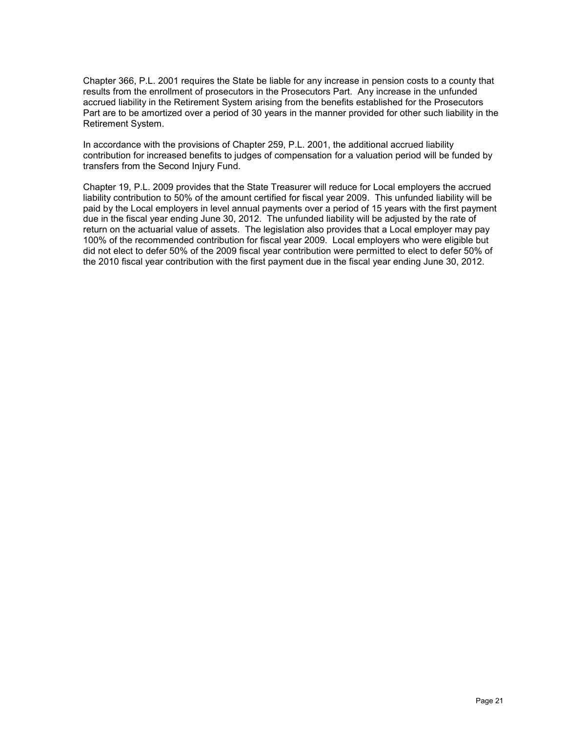Chapter 366, P.L. 2001 requires the State be liable for any increase in pension costs to a county that results from the enrollment of prosecutors in the Prosecutors Part. Any increase in the unfunded accrued liability in the Retirement System arising from the benefits established for the Prosecutors Part are to be amortized over a period of 30 years in the manner provided for other such liability in the Retirement System.

In accordance with the provisions of Chapter 259, P.L. 2001, the additional accrued liability contribution for increased benefits to judges of compensation for a valuation period will be funded by transfers from the Second Injury Fund.

Chapter 19, P.L. 2009 provides that the State Treasurer will reduce for Local employers the accrued liability contribution to 50% of the amount certified for fiscal year 2009. This unfunded liability will be paid by the Local employers in level annual payments over a period of 15 years with the first payment due in the fiscal year ending June 30, 2012. The unfunded liability will be adjusted by the rate of return on the actuarial value of assets. The legislation also provides that a Local employer may pay 100% of the recommended contribution for fiscal year 2009. Local employers who were eligible but did not elect to defer 50% of the 2009 fiscal year contribution were permitted to elect to defer 50% of the 2010 fiscal year contribution with the first payment due in the fiscal year ending June 30, 2012.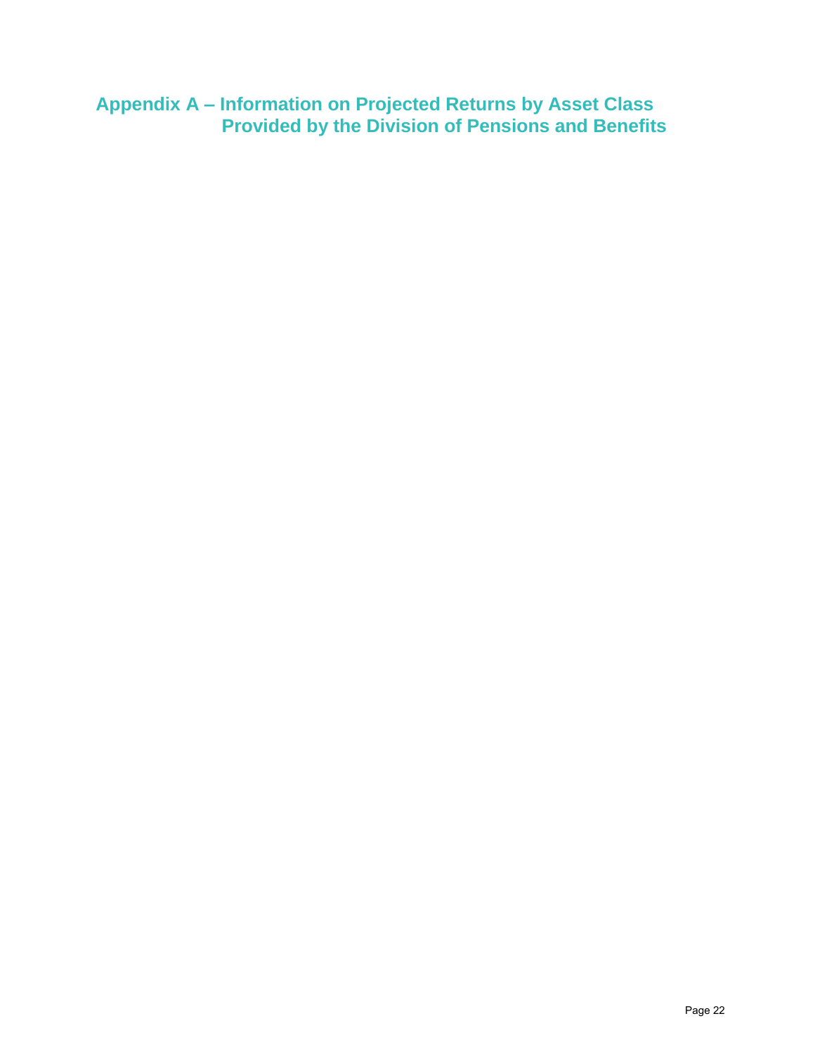# Appendix A – Information on Projected Returns by Asset Class Provided by the Division of Pensions and Benefits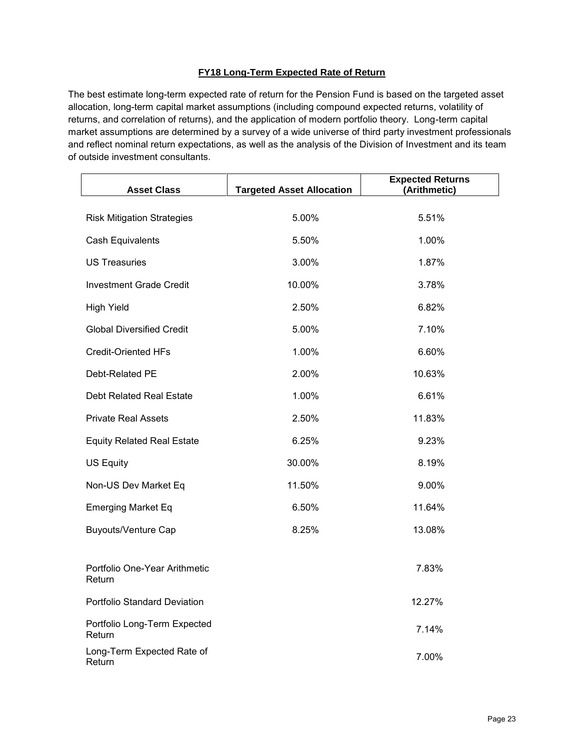**FY18 Long-Term Expected Rate of Return**

The best estimate long-term expected rate of return for the Pension Fund is based on the targeted asset allocation, long-term capital market assumptions (including compound expected returns, volatility of returns, and correlation of returns), and the application of modern portfolio theory. Long-term capital market assumptions are determined by a survey of a wide universe of third party investment professionals and reflect nominal return expectations, as well as the analysis of the Division of Investment and its team of outside investment consultants.

| Asset Class | Targeted Asset Allocation | Expected Returns (Arithmetic) |
|---|---|---|
| Risk Mitigation Strategies | 5.00% | 5.51% |
| Cash Equivalents | 5.50% | 1.00% |
| US Treasuries | 3.00% | 1.87% |
| Investment Grade Credit | 10.00% | 3.78% |
| High Yield | 2.50% | 6.82% |
| Global Diversified Credit | 5.00% | 7.10% |
| Credit-Oriented HFs | 1.00% | 6.60% |
| Debt-Related PE | 2.00% | 10.63% |
| Debt Related Real Estate | 1.00% | 6.61% |
| Private Real Assets | 2.50% | 11.83% |
| Equity Related Real Estate | 6.25% | 9.23% |
| US Equity | 30.00% | 8.19% |
| Non-US Dev Market Eq | 11.50% | 9.00% |
| Emerging Market Eq | 6.50% | 11.64% |
| Buyouts/Venture Cap | 8.25% | 13.08% |
| Portfolio One-Year Arithmetic Return | | 7.83% |
| Portfolio Standard Deviation | | 12.27% |
| Portfolio Long-Term Expected Return | | 7.14% |
| Long-Term Expected Rate of Return | | 7.00% |